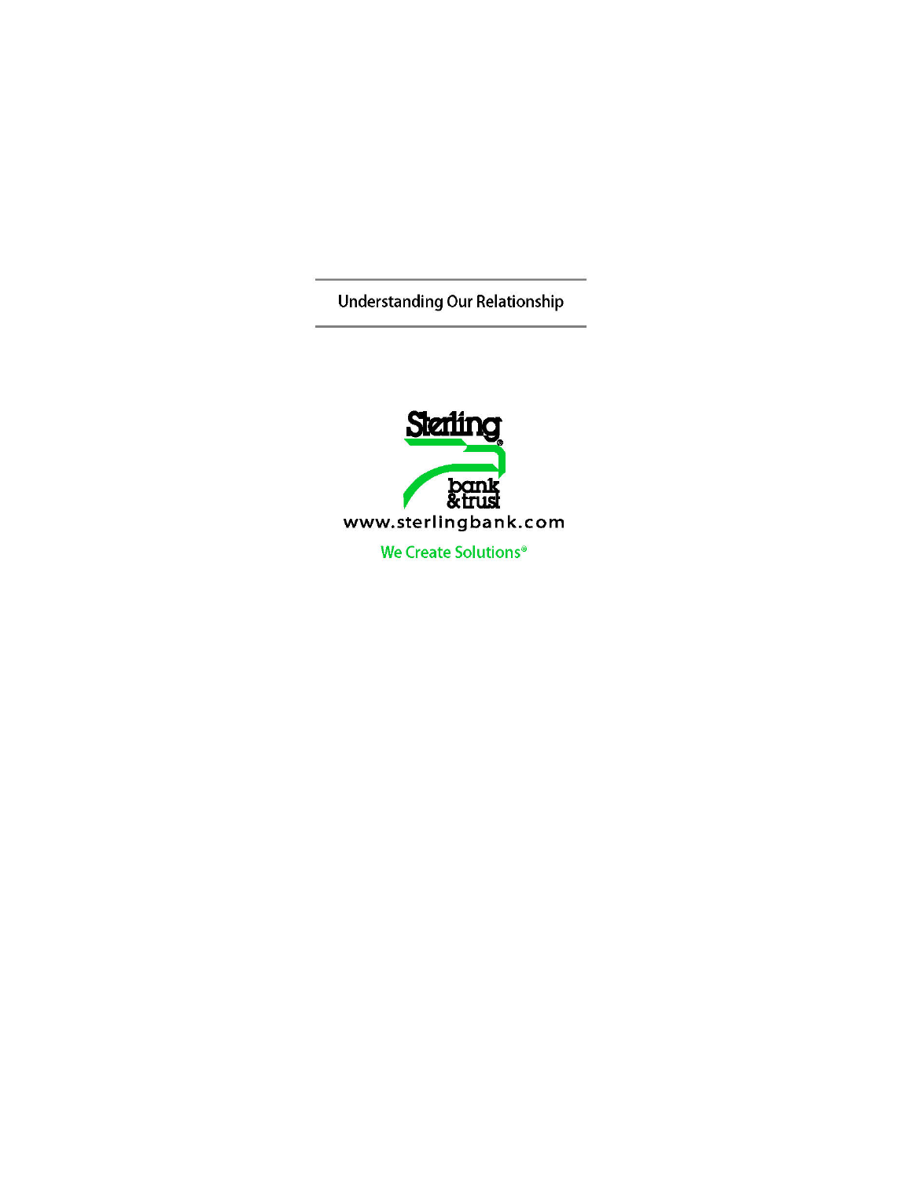# Understanding Our Relationship

Sterling bank & trust

www.sterlingbank.com

We Create Solutions®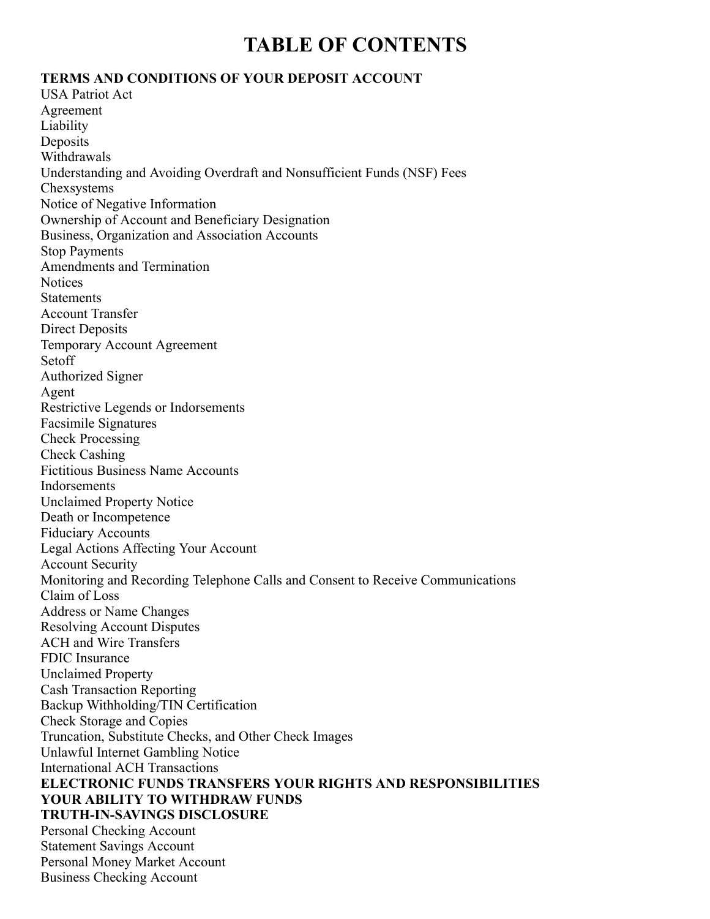# TABLE OF CONTENTS

**TERMS AND CONDITIONS OF YOUR DEPOSIT ACCOUNT**

USA Patriot Act
Agreement
Liability
Deposits
Withdrawals
Understanding and Avoiding Overdraft and Nonsufficient Funds (NSF) Fees
Chexsystems
Notice of Negative Information
Ownership of Account and Beneficiary Designation
Business, Organization and Association Accounts
Stop Payments
Amendments and Termination
Notices
Statements
Account Transfer
Direct Deposits
Temporary Account Agreement
Setoff
Authorized Signer
Agent
Restrictive Legends or Indorsements
Facsimile Signatures
Check Processing
Check Cashing
Fictitious Business Name Accounts
Indorsements
Unclaimed Property Notice
Death or Incompetence
Fiduciary Accounts
Legal Actions Affecting Your Account
Account Security
Monitoring and Recording Telephone Calls and Consent to Receive Communications
Claim of Loss
Address or Name Changes
Resolving Account Disputes
ACH and Wire Transfers
FDIC Insurance
Unclaimed Property
Cash Transaction Reporting
Backup Withholding/TIN Certification
Check Storage and Copies
Truncation, Substitute Checks, and Other Check Images
Unlawful Internet Gambling Notice
International ACH Transactions

**ELECTRONIC FUNDS TRANSFERS YOUR RIGHTS AND RESPONSIBILITIES**

**YOUR ABILITY TO WITHDRAW FUNDS**

**TRUTH-IN-SAVINGS DISCLOSURE**

Personal Checking Account
Statement Savings Account
Personal Money Market Account
Business Checking Account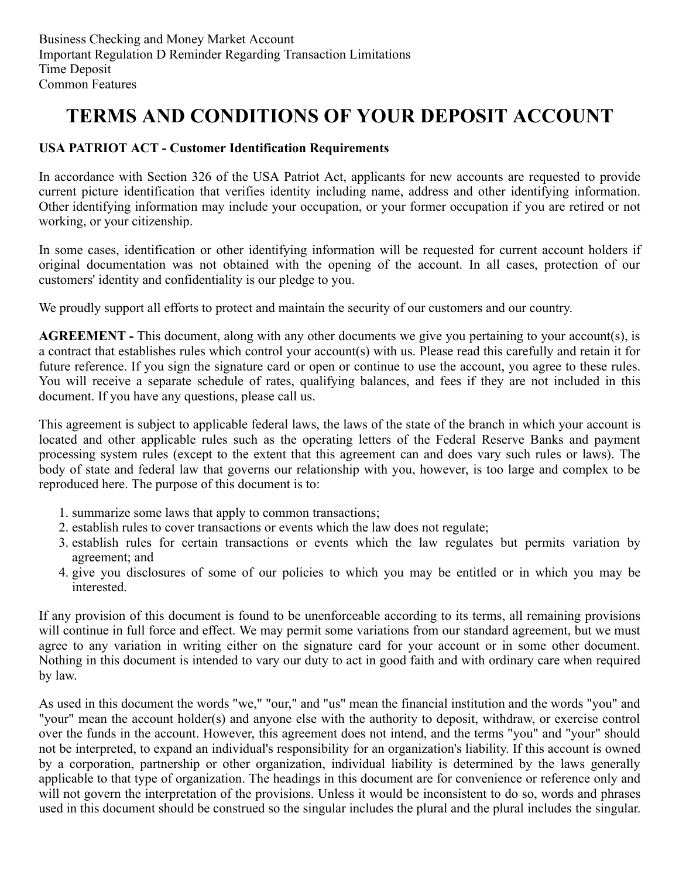Business Checking and Money Market Account
Important Regulation D Reminder Regarding Transaction Limitations
Time Deposit
Common Features

# TERMS AND CONDITIONS OF YOUR DEPOSIT ACCOUNT

**USA PATRIOT ACT - Customer Identification Requirements**

In accordance with Section 326 of the USA Patriot Act, applicants for new accounts are requested to provide current picture identification that verifies identity including name, address and other identifying information. Other identifying information may include your occupation, or your former occupation if you are retired or not working, or your citizenship.

In some cases, identification or other identifying information will be requested for current account holders if original documentation was not obtained with the opening of the account. In all cases, protection of our customers' identity and confidentiality is our pledge to you.

We proudly support all efforts to protect and maintain the security of our customers and our country.

**AGREEMENT -** This document, along with any other documents we give you pertaining to your account(s), is a contract that establishes rules which control your account(s) with us. Please read this carefully and retain it for future reference. If you sign the signature card or open or continue to use the account, you agree to these rules. You will receive a separate schedule of rates, qualifying balances, and fees if they are not included in this document. If you have any questions, please call us.

This agreement is subject to applicable federal laws, the laws of the state of the branch in which your account is located and other applicable rules such as the operating letters of the Federal Reserve Banks and payment processing system rules (except to the extent that this agreement can and does vary such rules or laws). The body of state and federal law that governs our relationship with you, however, is too large and complex to be reproduced here. The purpose of this document is to:

1. summarize some laws that apply to common transactions;
2. establish rules to cover transactions or events which the law does not regulate;
3. establish rules for certain transactions or events which the law regulates but permits variation by agreement; and
4. give you disclosures of some of our policies to which you may be entitled or in which you may be interested.

If any provision of this document is found to be unenforceable according to its terms, all remaining provisions will continue in full force and effect. We may permit some variations from our standard agreement, but we must agree to any variation in writing either on the signature card for your account or in some other document. Nothing in this document is intended to vary our duty to act in good faith and with ordinary care when required by law.

As used in this document the words "we," "our," and "us" mean the financial institution and the words "you" and "your" mean the account holder(s) and anyone else with the authority to deposit, withdraw, or exercise control over the funds in the account. However, this agreement does not intend, and the terms "you" and "your" should not be interpreted, to expand an individual's responsibility for an organization's liability. If this account is owned by a corporation, partnership or other organization, individual liability is determined by the laws generally applicable to that type of organization. The headings in this document are for convenience or reference only and will not govern the interpretation of the provisions. Unless it would be inconsistent to do so, words and phrases used in this document should be construed so the singular includes the plural and the plural includes the singular.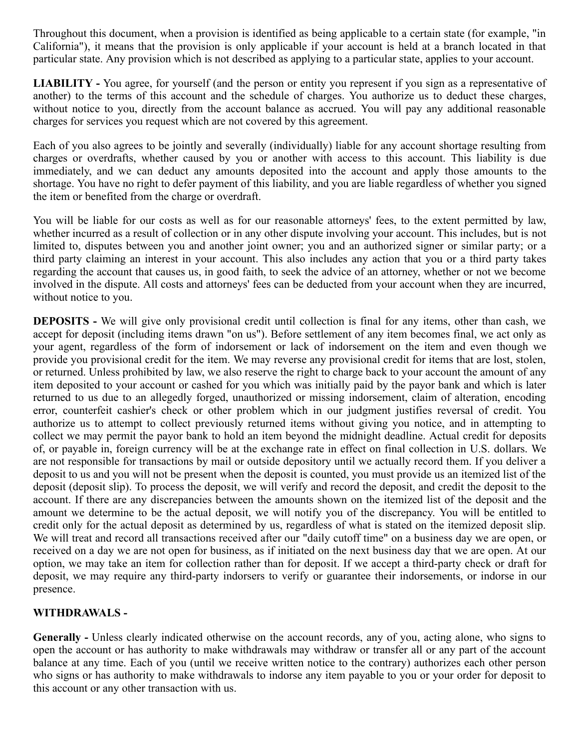Throughout this document, when a provision is identified as being applicable to a certain state (for example, "in California"), it means that the provision is only applicable if your account is held at a branch located in that particular state. Any provision which is not described as applying to a particular state, applies to your account.

**LIABILITY -** You agree, for yourself (and the person or entity you represent if you sign as a representative of another) to the terms of this account and the schedule of charges. You authorize us to deduct these charges, without notice to you, directly from the account balance as accrued. You will pay any additional reasonable charges for services you request which are not covered by this agreement.

Each of you also agrees to be jointly and severally (individually) liable for any account shortage resulting from charges or overdrafts, whether caused by you or another with access to this account. This liability is due immediately, and we can deduct any amounts deposited into the account and apply those amounts to the shortage. You have no right to defer payment of this liability, and you are liable regardless of whether you signed the item or benefited from the charge or overdraft.

You will be liable for our costs as well as for our reasonable attorneys' fees, to the extent permitted by law, whether incurred as a result of collection or in any other dispute involving your account. This includes, but is not limited to, disputes between you and another joint owner; you and an authorized signer or similar party; or a third party claiming an interest in your account. This also includes any action that you or a third party takes regarding the account that causes us, in good faith, to seek the advice of an attorney, whether or not we become involved in the dispute. All costs and attorneys' fees can be deducted from your account when they are incurred, without notice to you.

**DEPOSITS -** We will give only provisional credit until collection is final for any items, other than cash, we accept for deposit (including items drawn "on us"). Before settlement of any item becomes final, we act only as your agent, regardless of the form of indorsement or lack of indorsement on the item and even though we provide you provisional credit for the item. We may reverse any provisional credit for items that are lost, stolen, or returned. Unless prohibited by law, we also reserve the right to charge back to your account the amount of any item deposited to your account or cashed for you which was initially paid by the payor bank and which is later returned to us due to an allegedly forged, unauthorized or missing indorsement, claim of alteration, encoding error, counterfeit cashier's check or other problem which in our judgment justifies reversal of credit. You authorize us to attempt to collect previously returned items without giving you notice, and in attempting to collect we may permit the payor bank to hold an item beyond the midnight deadline. Actual credit for deposits of, or payable in, foreign currency will be at the exchange rate in effect on final collection in U.S. dollars. We are not responsible for transactions by mail or outside depository until we actually record them. If you deliver a deposit to us and you will not be present when the deposit is counted, you must provide us an itemized list of the deposit (deposit slip). To process the deposit, we will verify and record the deposit, and credit the deposit to the account. If there are any discrepancies between the amounts shown on the itemized list of the deposit and the amount we determine to be the actual deposit, we will notify you of the discrepancy. You will be entitled to credit only for the actual deposit as determined by us, regardless of what is stated on the itemized deposit slip. We will treat and record all transactions received after our "daily cutoff time" on a business day we are open, or received on a day we are not open for business, as if initiated on the next business day that we are open. At our option, we may take an item for collection rather than for deposit. If we accept a third-party check or draft for deposit, we may require any third-party indorsers to verify or guarantee their indorsements, or indorse in our presence.

**WITHDRAWALS -**

**Generally -** Unless clearly indicated otherwise on the account records, any of you, acting alone, who signs to open the account or has authority to make withdrawals may withdraw or transfer all or any part of the account balance at any time. Each of you (until we receive written notice to the contrary) authorizes each other person who signs or has authority to make withdrawals to indorse any item payable to you or your order for deposit to this account or any other transaction with us.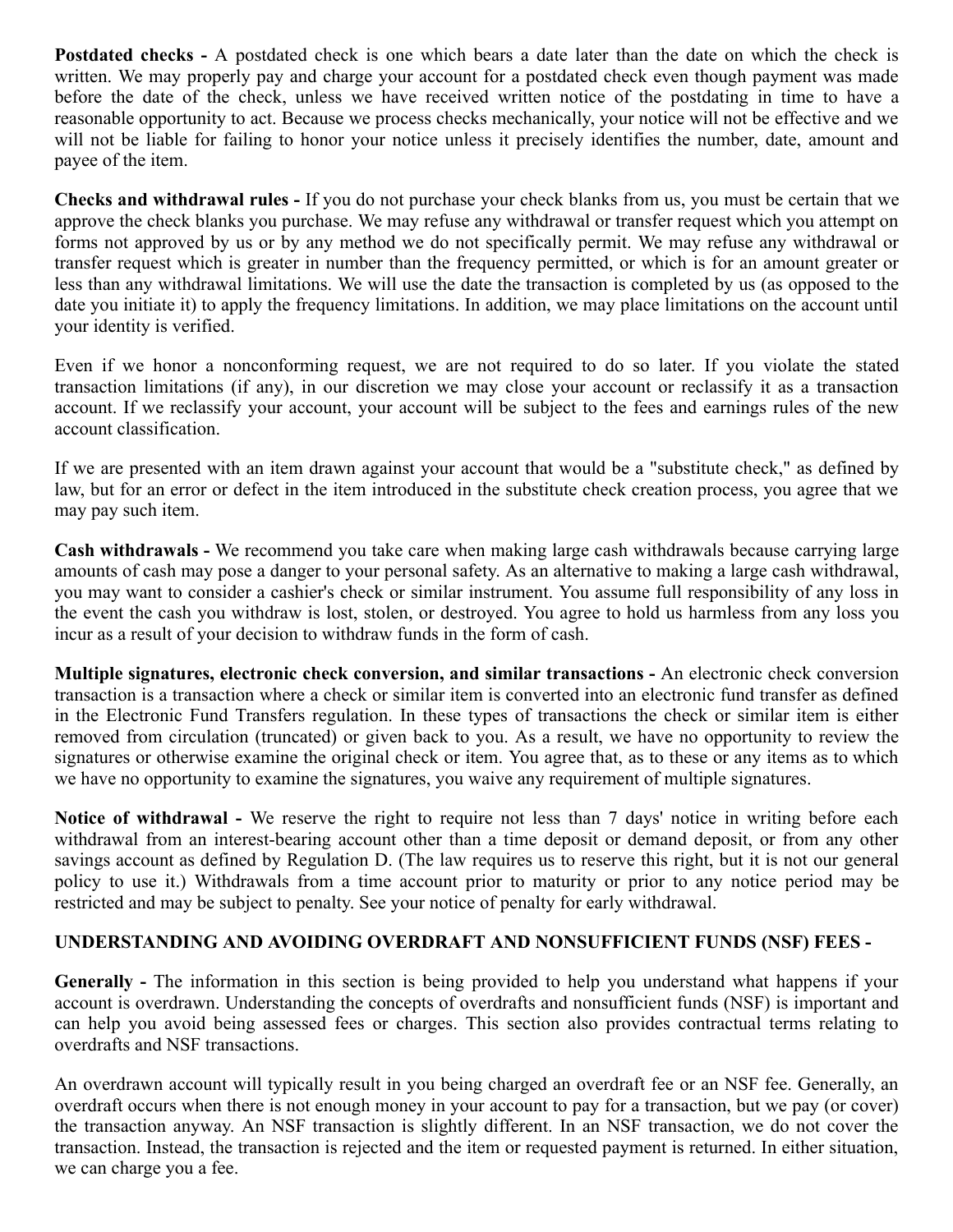**Postdated checks -** A postdated check is one which bears a date later than the date on which the check is written. We may properly pay and charge your account for a postdated check even though payment was made before the date of the check, unless we have received written notice of the postdating in time to have a reasonable opportunity to act. Because we process checks mechanically, your notice will not be effective and we will not be liable for failing to honor your notice unless it precisely identifies the number, date, amount and payee of the item.

**Checks and withdrawal rules -** If you do not purchase your check blanks from us, you must be certain that we approve the check blanks you purchase. We may refuse any withdrawal or transfer request which you attempt on forms not approved by us or by any method we do not specifically permit. We may refuse any withdrawal or transfer request which is greater in number than the frequency permitted, or which is for an amount greater or less than any withdrawal limitations. We will use the date the transaction is completed by us (as opposed to the date you initiate it) to apply the frequency limitations. In addition, we may place limitations on the account until your identity is verified.

Even if we honor a nonconforming request, we are not required to do so later. If you violate the stated transaction limitations (if any), in our discretion we may close your account or reclassify it as a transaction account. If we reclassify your account, your account will be subject to the fees and earnings rules of the new account classification.

If we are presented with an item drawn against your account that would be a "substitute check," as defined by law, but for an error or defect in the item introduced in the substitute check creation process, you agree that we may pay such item.

**Cash withdrawals -** We recommend you take care when making large cash withdrawals because carrying large amounts of cash may pose a danger to your personal safety. As an alternative to making a large cash withdrawal, you may want to consider a cashier's check or similar instrument. You assume full responsibility of any loss in the event the cash you withdraw is lost, stolen, or destroyed. You agree to hold us harmless from any loss you incur as a result of your decision to withdraw funds in the form of cash.

**Multiple signatures, electronic check conversion, and similar transactions -** An electronic check conversion transaction is a transaction where a check or similar item is converted into an electronic fund transfer as defined in the Electronic Fund Transfers regulation. In these types of transactions the check or similar item is either removed from circulation (truncated) or given back to you. As a result, we have no opportunity to review the signatures or otherwise examine the original check or item. You agree that, as to these or any items as to which we have no opportunity to examine the signatures, you waive any requirement of multiple signatures.

**Notice of withdrawal -** We reserve the right to require not less than 7 days' notice in writing before each withdrawal from an interest-bearing account other than a time deposit or demand deposit, or from any other savings account as defined by Regulation D. (The law requires us to reserve this right, but it is not our general policy to use it.) Withdrawals from a time account prior to maturity or prior to any notice period may be restricted and may be subject to penalty. See your notice of penalty for early withdrawal.

**UNDERSTANDING AND AVOIDING OVERDRAFT AND NONSUFFICIENT FUNDS (NSF) FEES -**

**Generally -** The information in this section is being provided to help you understand what happens if your account is overdrawn. Understanding the concepts of overdrafts and nonsufficient funds (NSF) is important and can help you avoid being assessed fees or charges. This section also provides contractual terms relating to overdrafts and NSF transactions.

An overdrawn account will typically result in you being charged an overdraft fee or an NSF fee. Generally, an overdraft occurs when there is not enough money in your account to pay for a transaction, but we pay (or cover) the transaction anyway. An NSF transaction is slightly different. In an NSF transaction, we do not cover the transaction. Instead, the transaction is rejected and the item or requested payment is returned. In either situation, we can charge you a fee.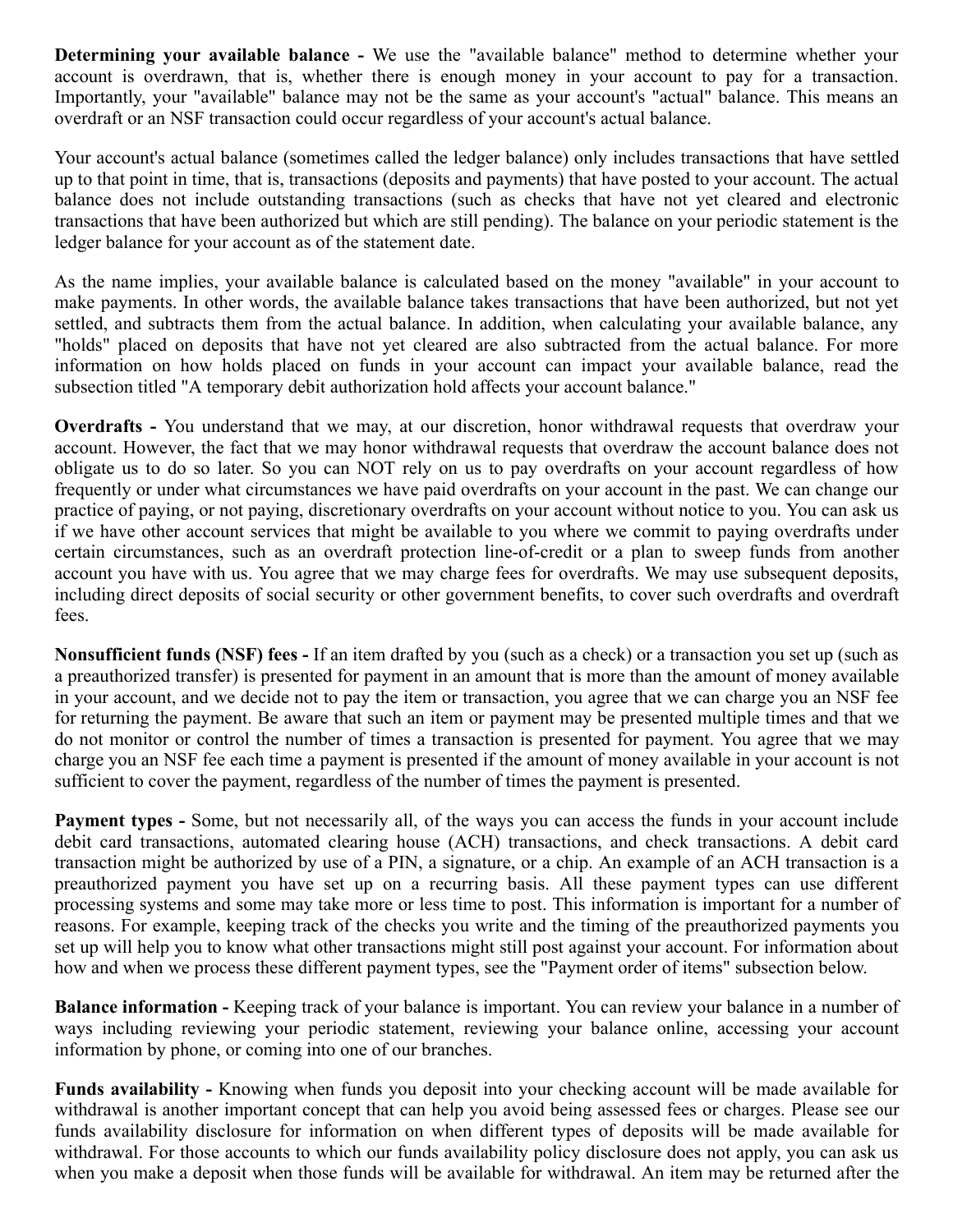**Determining your available balance -** We use the "available balance" method to determine whether your account is overdrawn, that is, whether there is enough money in your account to pay for a transaction. Importantly, your "available" balance may not be the same as your account's "actual" balance. This means an overdraft or an NSF transaction could occur regardless of your account's actual balance.

Your account's actual balance (sometimes called the ledger balance) only includes transactions that have settled up to that point in time, that is, transactions (deposits and payments) that have posted to your account. The actual balance does not include outstanding transactions (such as checks that have not yet cleared and electronic transactions that have been authorized but which are still pending). The balance on your periodic statement is the ledger balance for your account as of the statement date.

As the name implies, your available balance is calculated based on the money "available" in your account to make payments. In other words, the available balance takes transactions that have been authorized, but not yet settled, and subtracts them from the actual balance. In addition, when calculating your available balance, any "holds" placed on deposits that have not yet cleared are also subtracted from the actual balance. For more information on how holds placed on funds in your account can impact your available balance, read the subsection titled "A temporary debit authorization hold affects your account balance."

**Overdrafts -** You understand that we may, at our discretion, honor withdrawal requests that overdraw your account. However, the fact that we may honor withdrawal requests that overdraw the account balance does not obligate us to do so later. So you can NOT rely on us to pay overdrafts on your account regardless of how frequently or under what circumstances we have paid overdrafts on your account in the past. We can change our practice of paying, or not paying, discretionary overdrafts on your account without notice to you. You can ask us if we have other account services that might be available to you where we commit to paying overdrafts under certain circumstances, such as an overdraft protection line-of-credit or a plan to sweep funds from another account you have with us. You agree that we may charge fees for overdrafts. We may use subsequent deposits, including direct deposits of social security or other government benefits, to cover such overdrafts and overdraft fees.

**Nonsufficient funds (NSF) fees -** If an item drafted by you (such as a check) or a transaction you set up (such as a preauthorized transfer) is presented for payment in an amount that is more than the amount of money available in your account, and we decide not to pay the item or transaction, you agree that we can charge you an NSF fee for returning the payment. Be aware that such an item or payment may be presented multiple times and that we do not monitor or control the number of times a transaction is presented for payment. You agree that we may charge you an NSF fee each time a payment is presented if the amount of money available in your account is not sufficient to cover the payment, regardless of the number of times the payment is presented.

**Payment types -** Some, but not necessarily all, of the ways you can access the funds in your account include debit card transactions, automated clearing house (ACH) transactions, and check transactions. A debit card transaction might be authorized by use of a PIN, a signature, or a chip. An example of an ACH transaction is a preauthorized payment you have set up on a recurring basis. All these payment types can use different processing systems and some may take more or less time to post. This information is important for a number of reasons. For example, keeping track of the checks you write and the timing of the preauthorized payments you set up will help you to know what other transactions might still post against your account. For information about how and when we process these different payment types, see the "Payment order of items" subsection below.

**Balance information -** Keeping track of your balance is important. You can review your balance in a number of ways including reviewing your periodic statement, reviewing your balance online, accessing your account information by phone, or coming into one of our branches.

**Funds availability -** Knowing when funds you deposit into your checking account will be made available for withdrawal is another important concept that can help you avoid being assessed fees or charges. Please see our funds availability disclosure for information on when different types of deposits will be made available for withdrawal. For those accounts to which our funds availability policy disclosure does not apply, you can ask us when you make a deposit when those funds will be available for withdrawal. An item may be returned after the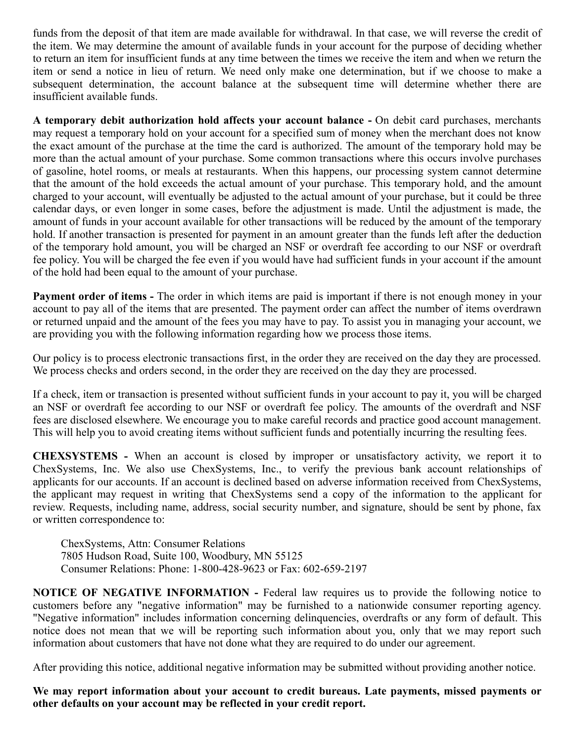funds from the deposit of that item are made available for withdrawal. In that case, we will reverse the credit of the item. We may determine the amount of available funds in your account for the purpose of deciding whether to return an item for insufficient funds at any time between the times we receive the item and when we return the item or send a notice in lieu of return. We need only make one determination, but if we choose to make a subsequent determination, the account balance at the subsequent time will determine whether there are insufficient available funds.

**A temporary debit authorization hold affects your account balance -** On debit card purchases, merchants may request a temporary hold on your account for a specified sum of money when the merchant does not know the exact amount of the purchase at the time the card is authorized. The amount of the temporary hold may be more than the actual amount of your purchase. Some common transactions where this occurs involve purchases of gasoline, hotel rooms, or meals at restaurants. When this happens, our processing system cannot determine that the amount of the hold exceeds the actual amount of your purchase. This temporary hold, and the amount charged to your account, will eventually be adjusted to the actual amount of your purchase, but it could be three calendar days, or even longer in some cases, before the adjustment is made. Until the adjustment is made, the amount of funds in your account available for other transactions will be reduced by the amount of the temporary hold. If another transaction is presented for payment in an amount greater than the funds left after the deduction of the temporary hold amount, you will be charged an NSF or overdraft fee according to our NSF or overdraft fee policy. You will be charged the fee even if you would have had sufficient funds in your account if the amount of the hold had been equal to the amount of your purchase.

**Payment order of items -** The order in which items are paid is important if there is not enough money in your account to pay all of the items that are presented. The payment order can affect the number of items overdrawn or returned unpaid and the amount of the fees you may have to pay. To assist you in managing your account, we are providing you with the following information regarding how we process those items.

Our policy is to process electronic transactions first, in the order they are received on the day they are processed. We process checks and orders second, in the order they are received on the day they are processed.

If a check, item or transaction is presented without sufficient funds in your account to pay it, you will be charged an NSF or overdraft fee according to our NSF or overdraft fee policy. The amounts of the overdraft and NSF fees are disclosed elsewhere. We encourage you to make careful records and practice good account management. This will help you to avoid creating items without sufficient funds and potentially incurring the resulting fees.

**CHEXSYSTEMS -** When an account is closed by improper or unsatisfactory activity, we report it to ChexSystems, Inc. We also use ChexSystems, Inc., to verify the previous bank account relationships of applicants for our accounts. If an account is declined based on adverse information received from ChexSystems, the applicant may request in writing that ChexSystems send a copy of the information to the applicant for review. Requests, including name, address, social security number, and signature, should be sent by phone, fax or written correspondence to:

ChexSystems, Attn: Consumer Relations
7805 Hudson Road, Suite 100, Woodbury, MN 55125
Consumer Relations: Phone: 1-800-428-9623 or Fax: 602-659-2197

**NOTICE OF NEGATIVE INFORMATION -** Federal law requires us to provide the following notice to customers before any "negative information" may be furnished to a nationwide consumer reporting agency. "Negative information" includes information concerning delinquencies, overdrafts or any form of default. This notice does not mean that we will be reporting such information about you, only that we may report such information about customers that have not done what they are required to do under our agreement.

After providing this notice, additional negative information may be submitted without providing another notice.

**We may report information about your account to credit bureaus. Late payments, missed payments or other defaults on your account may be reflected in your credit report.**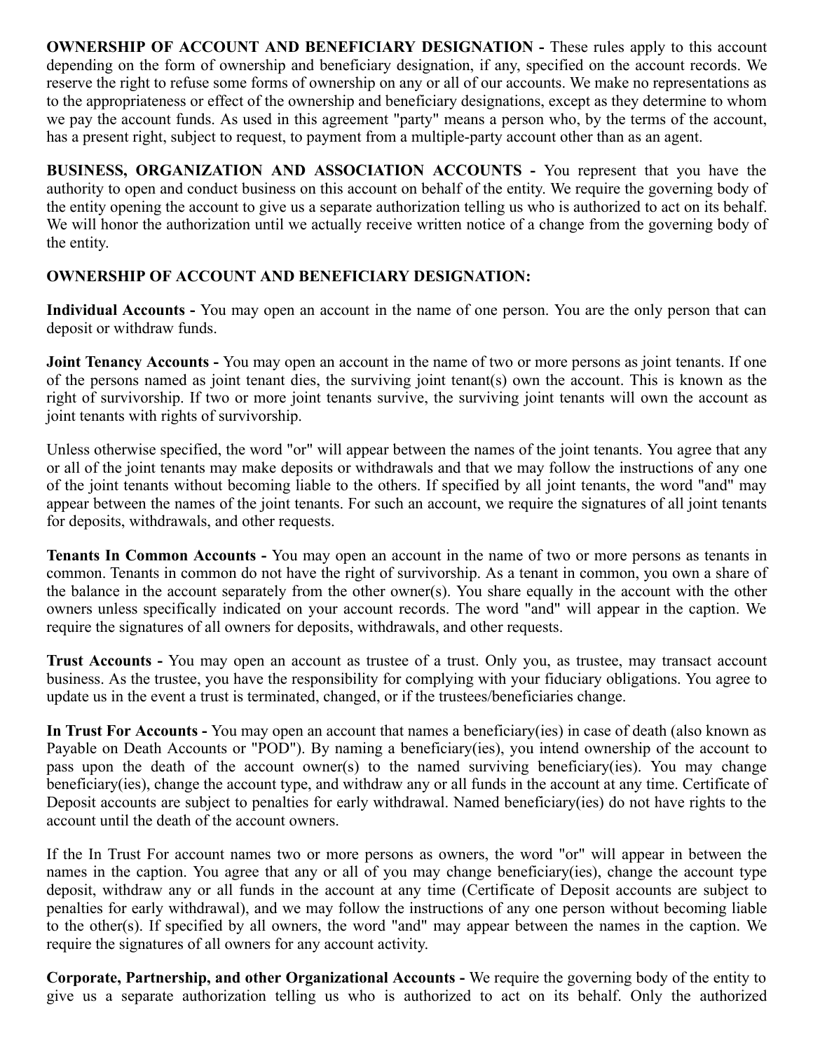**OWNERSHIP OF ACCOUNT AND BENEFICIARY DESIGNATION -** These rules apply to this account depending on the form of ownership and beneficiary designation, if any, specified on the account records. We reserve the right to refuse some forms of ownership on any or all of our accounts. We make no representations as to the appropriateness or effect of the ownership and beneficiary designations, except as they determine to whom we pay the account funds. As used in this agreement "party" means a person who, by the terms of the account, has a present right, subject to request, to payment from a multiple-party account other than as an agent.

**BUSINESS, ORGANIZATION AND ASSOCIATION ACCOUNTS -** You represent that you have the authority to open and conduct business on this account on behalf of the entity. We require the governing body of the entity opening the account to give us a separate authorization telling us who is authorized to act on its behalf. We will honor the authorization until we actually receive written notice of a change from the governing body of the entity.

**OWNERSHIP OF ACCOUNT AND BENEFICIARY DESIGNATION:**

**Individual Accounts -** You may open an account in the name of one person. You are the only person that can deposit or withdraw funds.

**Joint Tenancy Accounts -** You may open an account in the name of two or more persons as joint tenants. If one of the persons named as joint tenant dies, the surviving joint tenant(s) own the account. This is known as the right of survivorship. If two or more joint tenants survive, the surviving joint tenants will own the account as joint tenants with rights of survivorship.

Unless otherwise specified, the word "or" will appear between the names of the joint tenants. You agree that any or all of the joint tenants may make deposits or withdrawals and that we may follow the instructions of any one of the joint tenants without becoming liable to the others. If specified by all joint tenants, the word "and" may appear between the names of the joint tenants. For such an account, we require the signatures of all joint tenants for deposits, withdrawals, and other requests.

**Tenants In Common Accounts -** You may open an account in the name of two or more persons as tenants in common. Tenants in common do not have the right of survivorship. As a tenant in common, you own a share of the balance in the account separately from the other owner(s). You share equally in the account with the other owners unless specifically indicated on your account records. The word "and" will appear in the caption. We require the signatures of all owners for deposits, withdrawals, and other requests.

**Trust Accounts -** You may open an account as trustee of a trust. Only you, as trustee, may transact account business. As the trustee, you have the responsibility for complying with your fiduciary obligations. You agree to update us in the event a trust is terminated, changed, or if the trustees/beneficiaries change.

**In Trust For Accounts -** You may open an account that names a beneficiary(ies) in case of death (also known as Payable on Death Accounts or "POD"). By naming a beneficiary(ies), you intend ownership of the account to pass upon the death of the account owner(s) to the named surviving beneficiary(ies). You may change beneficiary(ies), change the account type, and withdraw any or all funds in the account at any time. Certificate of Deposit accounts are subject to penalties for early withdrawal. Named beneficiary(ies) do not have rights to the account until the death of the account owners.

If the In Trust For account names two or more persons as owners, the word "or" will appear in between the names in the caption. You agree that any or all of you may change beneficiary(ies), change the account type deposit, withdraw any or all funds in the account at any time (Certificate of Deposit accounts are subject to penalties for early withdrawal), and we may follow the instructions of any one person without becoming liable to the other(s). If specified by all owners, the word "and" may appear between the names in the caption. We require the signatures of all owners for any account activity.

**Corporate, Partnership, and other Organizational Accounts -** We require the governing body of the entity to give us a separate authorization telling us who is authorized to act on its behalf. Only the authorized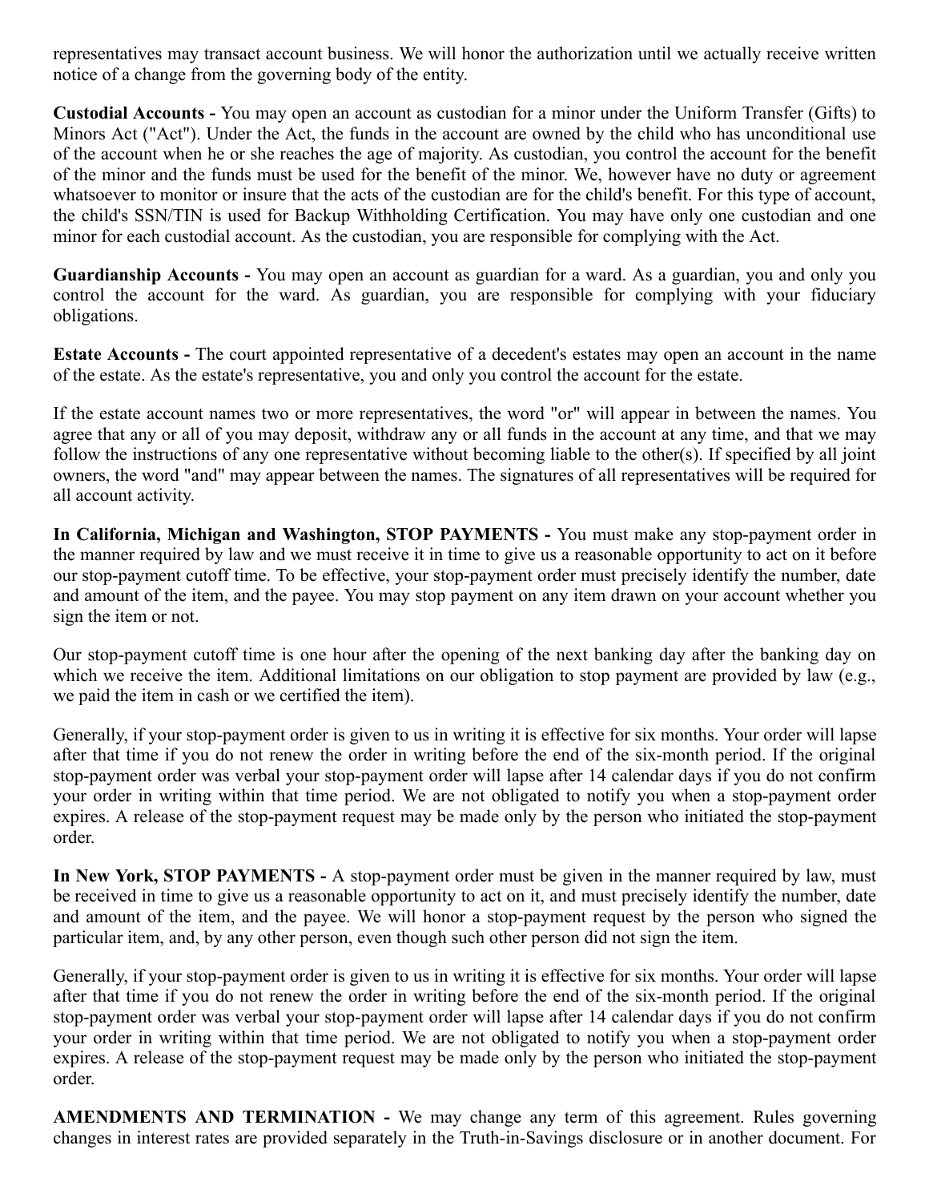representatives may transact account business. We will honor the authorization until we actually receive written notice of a change from the governing body of the entity.

**Custodial Accounts -** You may open an account as custodian for a minor under the Uniform Transfer (Gifts) to Minors Act ("Act"). Under the Act, the funds in the account are owned by the child who has unconditional use of the account when he or she reaches the age of majority. As custodian, you control the account for the benefit of the minor and the funds must be used for the benefit of the minor. We, however have no duty or agreement whatsoever to monitor or insure that the acts of the custodian are for the child's benefit. For this type of account, the child's SSN/TIN is used for Backup Withholding Certification. You may have only one custodian and one minor for each custodial account. As the custodian, you are responsible for complying with the Act.

**Guardianship Accounts -** You may open an account as guardian for a ward. As a guardian, you and only you control the account for the ward. As guardian, you are responsible for complying with your fiduciary obligations.

**Estate Accounts -** The court appointed representative of a decedent's estates may open an account in the name of the estate. As the estate's representative, you and only you control the account for the estate.

If the estate account names two or more representatives, the word "or" will appear in between the names. You agree that any or all of you may deposit, withdraw any or all funds in the account at any time, and that we may follow the instructions of any one representative without becoming liable to the other(s). If specified by all joint owners, the word "and" may appear between the names. The signatures of all representatives will be required for all account activity.

**In California, Michigan and Washington, STOP PAYMENTS -** You must make any stop-payment order in the manner required by law and we must receive it in time to give us a reasonable opportunity to act on it before our stop-payment cutoff time. To be effective, your stop-payment order must precisely identify the number, date and amount of the item, and the payee. You may stop payment on any item drawn on your account whether you sign the item or not.

Our stop-payment cutoff time is one hour after the opening of the next banking day after the banking day on which we receive the item. Additional limitations on our obligation to stop payment are provided by law (e.g., we paid the item in cash or we certified the item).

Generally, if your stop-payment order is given to us in writing it is effective for six months. Your order will lapse after that time if you do not renew the order in writing before the end of the six-month period. If the original stop-payment order was verbal your stop-payment order will lapse after 14 calendar days if you do not confirm your order in writing within that time period. We are not obligated to notify you when a stop-payment order expires. A release of the stop-payment request may be made only by the person who initiated the stop-payment order.

**In New York, STOP PAYMENTS -** A stop-payment order must be given in the manner required by law, must be received in time to give us a reasonable opportunity to act on it, and must precisely identify the number, date and amount of the item, and the payee. We will honor a stop-payment request by the person who signed the particular item, and, by any other person, even though such other person did not sign the item.

Generally, if your stop-payment order is given to us in writing it is effective for six months. Your order will lapse after that time if you do not renew the order in writing before the end of the six-month period. If the original stop-payment order was verbal your stop-payment order will lapse after 14 calendar days if you do not confirm your order in writing within that time period. We are not obligated to notify you when a stop-payment order expires. A release of the stop-payment request may be made only by the person who initiated the stop-payment order.

**AMENDMENTS AND TERMINATION -** We may change any term of this agreement. Rules governing changes in interest rates are provided separately in the Truth-in-Savings disclosure or in another document. For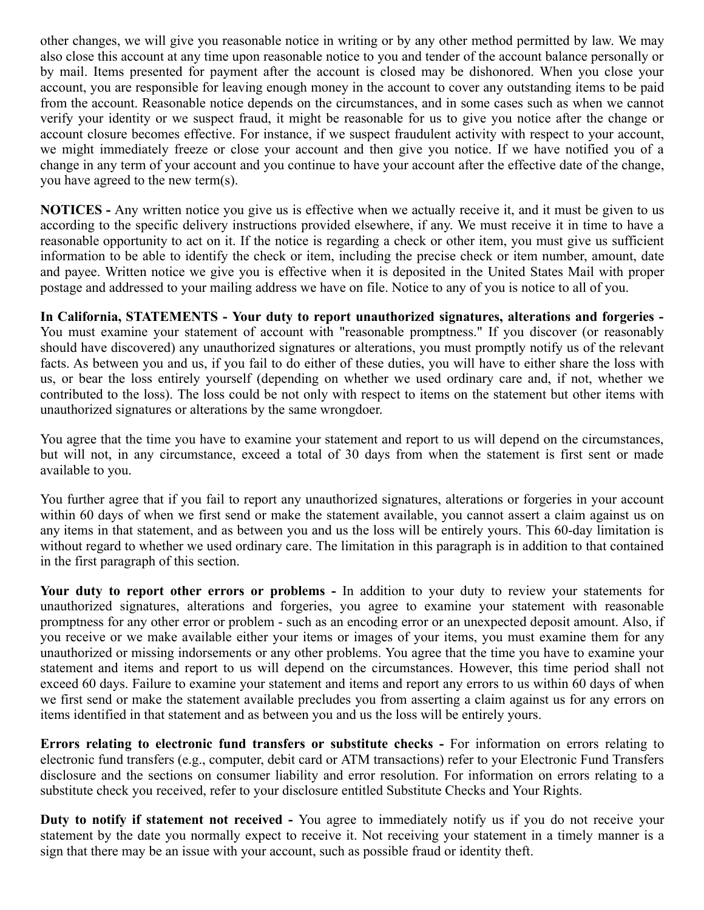other changes, we will give you reasonable notice in writing or by any other method permitted by law. We may also close this account at any time upon reasonable notice to you and tender of the account balance personally or by mail. Items presented for payment after the account is closed may be dishonored. When you close your account, you are responsible for leaving enough money in the account to cover any outstanding items to be paid from the account. Reasonable notice depends on the circumstances, and in some cases such as when we cannot verify your identity or we suspect fraud, it might be reasonable for us to give you notice after the change or account closure becomes effective. For instance, if we suspect fraudulent activity with respect to your account, we might immediately freeze or close your account and then give you notice. If we have notified you of a change in any term of your account and you continue to have your account after the effective date of the change, you have agreed to the new term(s).

**NOTICES -** Any written notice you give us is effective when we actually receive it, and it must be given to us according to the specific delivery instructions provided elsewhere, if any. We must receive it in time to have a reasonable opportunity to act on it. If the notice is regarding a check or other item, you must give us sufficient information to be able to identify the check or item, including the precise check or item number, amount, date and payee. Written notice we give you is effective when it is deposited in the United States Mail with proper postage and addressed to your mailing address we have on file. Notice to any of you is notice to all of you.

**In California, STATEMENTS - Your duty to report unauthorized signatures, alterations and forgeries -** You must examine your statement of account with "reasonable promptness." If you discover (or reasonably should have discovered) any unauthorized signatures or alterations, you must promptly notify us of the relevant facts. As between you and us, if you fail to do either of these duties, you will have to either share the loss with us, or bear the loss entirely yourself (depending on whether we used ordinary care and, if not, whether we contributed to the loss). The loss could be not only with respect to items on the statement but other items with unauthorized signatures or alterations by the same wrongdoer.

You agree that the time you have to examine your statement and report to us will depend on the circumstances, but will not, in any circumstance, exceed a total of 30 days from when the statement is first sent or made available to you.

You further agree that if you fail to report any unauthorized signatures, alterations or forgeries in your account within 60 days of when we first send or make the statement available, you cannot assert a claim against us on any items in that statement, and as between you and us the loss will be entirely yours. This 60-day limitation is without regard to whether we used ordinary care. The limitation in this paragraph is in addition to that contained in the first paragraph of this section.

**Your duty to report other errors or problems -** In addition to your duty to review your statements for unauthorized signatures, alterations and forgeries, you agree to examine your statement with reasonable promptness for any other error or problem - such as an encoding error or an unexpected deposit amount. Also, if you receive or we make available either your items or images of your items, you must examine them for any unauthorized or missing indorsements or any other problems. You agree that the time you have to examine your statement and items and report to us will depend on the circumstances. However, this time period shall not exceed 60 days. Failure to examine your statement and items and report any errors to us within 60 days of when we first send or make the statement available precludes you from asserting a claim against us for any errors on items identified in that statement and as between you and us the loss will be entirely yours.

**Errors relating to electronic fund transfers or substitute checks -** For information on errors relating to electronic fund transfers (e.g., computer, debit card or ATM transactions) refer to your Electronic Fund Transfers disclosure and the sections on consumer liability and error resolution. For information on errors relating to a substitute check you received, refer to your disclosure entitled Substitute Checks and Your Rights.

**Duty to notify if statement not received -** You agree to immediately notify us if you do not receive your statement by the date you normally expect to receive it. Not receiving your statement in a timely manner is a sign that there may be an issue with your account, such as possible fraud or identity theft.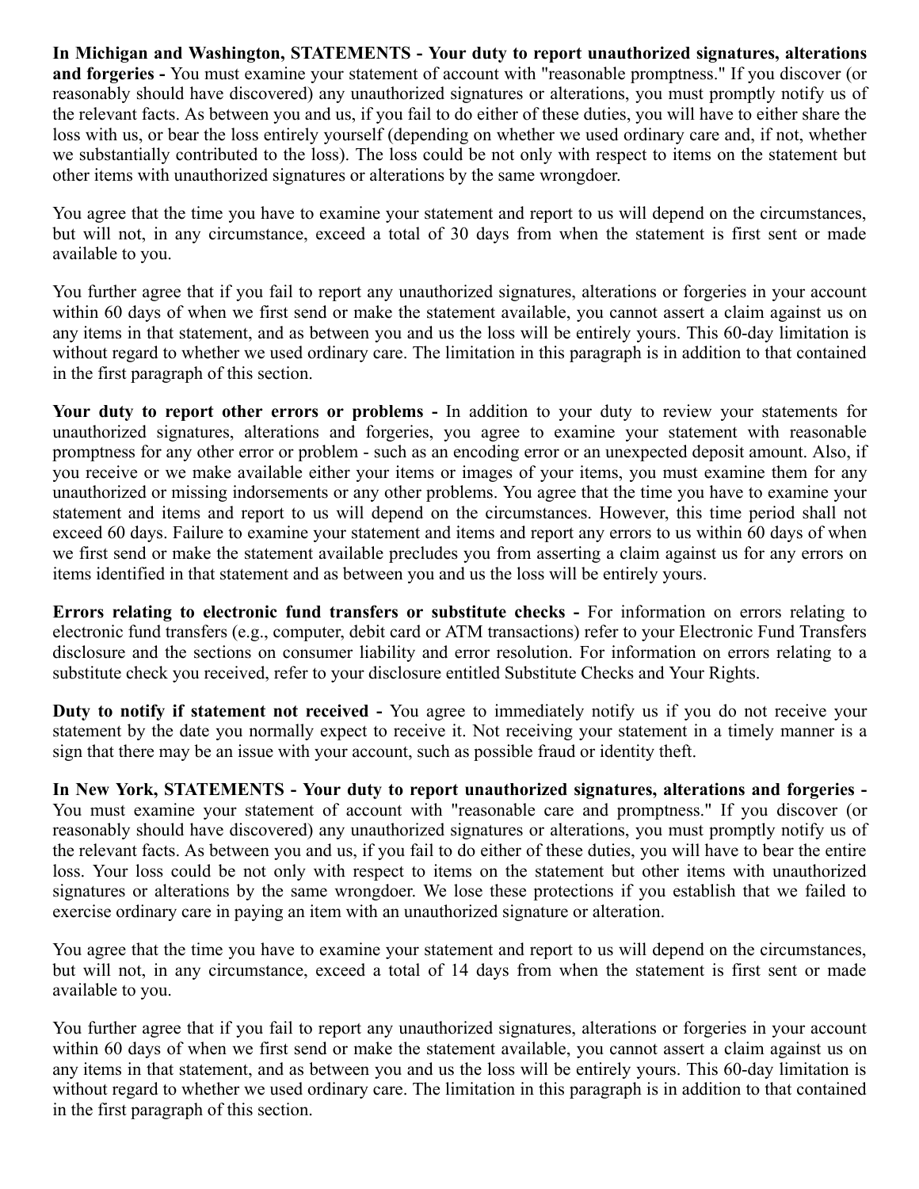**In Michigan and Washington, STATEMENTS - Your duty to report unauthorized signatures, alterations and forgeries -** You must examine your statement of account with "reasonable promptness." If you discover (or reasonably should have discovered) any unauthorized signatures or alterations, you must promptly notify us of the relevant facts. As between you and us, if you fail to do either of these duties, you will have to either share the loss with us, or bear the loss entirely yourself (depending on whether we used ordinary care and, if not, whether we substantially contributed to the loss). The loss could be not only with respect to items on the statement but other items with unauthorized signatures or alterations by the same wrongdoer.

You agree that the time you have to examine your statement and report to us will depend on the circumstances, but will not, in any circumstance, exceed a total of 30 days from when the statement is first sent or made available to you.

You further agree that if you fail to report any unauthorized signatures, alterations or forgeries in your account within 60 days of when we first send or make the statement available, you cannot assert a claim against us on any items in that statement, and as between you and us the loss will be entirely yours. This 60-day limitation is without regard to whether we used ordinary care. The limitation in this paragraph is in addition to that contained in the first paragraph of this section.

**Your duty to report other errors or problems -** In addition to your duty to review your statements for unauthorized signatures, alterations and forgeries, you agree to examine your statement with reasonable promptness for any other error or problem - such as an encoding error or an unexpected deposit amount. Also, if you receive or we make available either your items or images of your items, you must examine them for any unauthorized or missing indorsements or any other problems. You agree that the time you have to examine your statement and items and report to us will depend on the circumstances. However, this time period shall not exceed 60 days. Failure to examine your statement and items and report any errors to us within 60 days of when we first send or make the statement available precludes you from asserting a claim against us for any errors on items identified in that statement and as between you and us the loss will be entirely yours.

**Errors relating to electronic fund transfers or substitute checks -** For information on errors relating to electronic fund transfers (e.g., computer, debit card or ATM transactions) refer to your Electronic Fund Transfers disclosure and the sections on consumer liability and error resolution. For information on errors relating to a substitute check you received, refer to your disclosure entitled Substitute Checks and Your Rights.

**Duty to notify if statement not received -** You agree to immediately notify us if you do not receive your statement by the date you normally expect to receive it. Not receiving your statement in a timely manner is a sign that there may be an issue with your account, such as possible fraud or identity theft.

**In New York, STATEMENTS - Your duty to report unauthorized signatures, alterations and forgeries -** You must examine your statement of account with "reasonable care and promptness." If you discover (or reasonably should have discovered) any unauthorized signatures or alterations, you must promptly notify us of the relevant facts. As between you and us, if you fail to do either of these duties, you will have to bear the entire loss. Your loss could be not only with respect to items on the statement but other items with unauthorized signatures or alterations by the same wrongdoer. We lose these protections if you establish that we failed to exercise ordinary care in paying an item with an unauthorized signature or alteration.

You agree that the time you have to examine your statement and report to us will depend on the circumstances, but will not, in any circumstance, exceed a total of 14 days from when the statement is first sent or made available to you.

You further agree that if you fail to report any unauthorized signatures, alterations or forgeries in your account within 60 days of when we first send or make the statement available, you cannot assert a claim against us on any items in that statement, and as between you and us the loss will be entirely yours. This 60-day limitation is without regard to whether we used ordinary care. The limitation in this paragraph is in addition to that contained in the first paragraph of this section.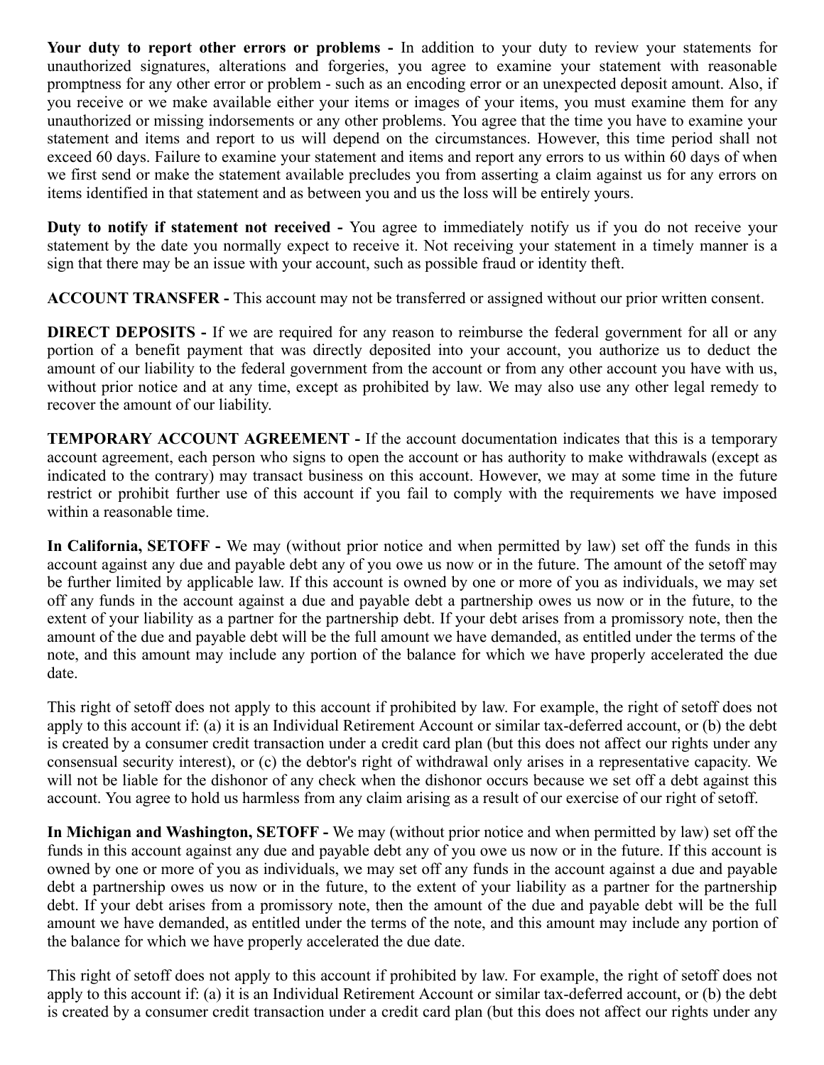**Your duty to report other errors or problems -** In addition to your duty to review your statements for unauthorized signatures, alterations and forgeries, you agree to examine your statement with reasonable promptness for any other error or problem - such as an encoding error or an unexpected deposit amount. Also, if you receive or we make available either your items or images of your items, you must examine them for any unauthorized or missing indorsements or any other problems. You agree that the time you have to examine your statement and items and report to us will depend on the circumstances. However, this time period shall not exceed 60 days. Failure to examine your statement and items and report any errors to us within 60 days of when we first send or make the statement available precludes you from asserting a claim against us for any errors on items identified in that statement and as between you and us the loss will be entirely yours.

**Duty to notify if statement not received -** You agree to immediately notify us if you do not receive your statement by the date you normally expect to receive it. Not receiving your statement in a timely manner is a sign that there may be an issue with your account, such as possible fraud or identity theft.

**ACCOUNT TRANSFER -** This account may not be transferred or assigned without our prior written consent.

**DIRECT DEPOSITS -** If we are required for any reason to reimburse the federal government for all or any portion of a benefit payment that was directly deposited into your account, you authorize us to deduct the amount of our liability to the federal government from the account or from any other account you have with us, without prior notice and at any time, except as prohibited by law. We may also use any other legal remedy to recover the amount of our liability.

**TEMPORARY ACCOUNT AGREEMENT -** If the account documentation indicates that this is a temporary account agreement, each person who signs to open the account or has authority to make withdrawals (except as indicated to the contrary) may transact business on this account. However, we may at some time in the future restrict or prohibit further use of this account if you fail to comply with the requirements we have imposed within a reasonable time.

**In California, SETOFF -** We may (without prior notice and when permitted by law) set off the funds in this account against any due and payable debt any of you owe us now or in the future. The amount of the setoff may be further limited by applicable law. If this account is owned by one or more of you as individuals, we may set off any funds in the account against a due and payable debt a partnership owes us now or in the future, to the extent of your liability as a partner for the partnership debt. If your debt arises from a promissory note, then the amount of the due and payable debt will be the full amount we have demanded, as entitled under the terms of the note, and this amount may include any portion of the balance for which we have properly accelerated the due date.

This right of setoff does not apply to this account if prohibited by law. For example, the right of setoff does not apply to this account if: (a) it is an Individual Retirement Account or similar tax-deferred account, or (b) the debt is created by a consumer credit transaction under a credit card plan (but this does not affect our rights under any consensual security interest), or (c) the debtor's right of withdrawal only arises in a representative capacity. We will not be liable for the dishonor of any check when the dishonor occurs because we set off a debt against this account. You agree to hold us harmless from any claim arising as a result of our exercise of our right of setoff.

**In Michigan and Washington, SETOFF -** We may (without prior notice and when permitted by law) set off the funds in this account against any due and payable debt any of you owe us now or in the future. If this account is owned by one or more of you as individuals, we may set off any funds in the account against a due and payable debt a partnership owes us now or in the future, to the extent of your liability as a partner for the partnership debt. If your debt arises from a promissory note, then the amount of the due and payable debt will be the full amount we have demanded, as entitled under the terms of the note, and this amount may include any portion of the balance for which we have properly accelerated the due date.

This right of setoff does not apply to this account if prohibited by law. For example, the right of setoff does not apply to this account if: (a) it is an Individual Retirement Account or similar tax-deferred account, or (b) the debt is created by a consumer credit transaction under a credit card plan (but this does not affect our rights under any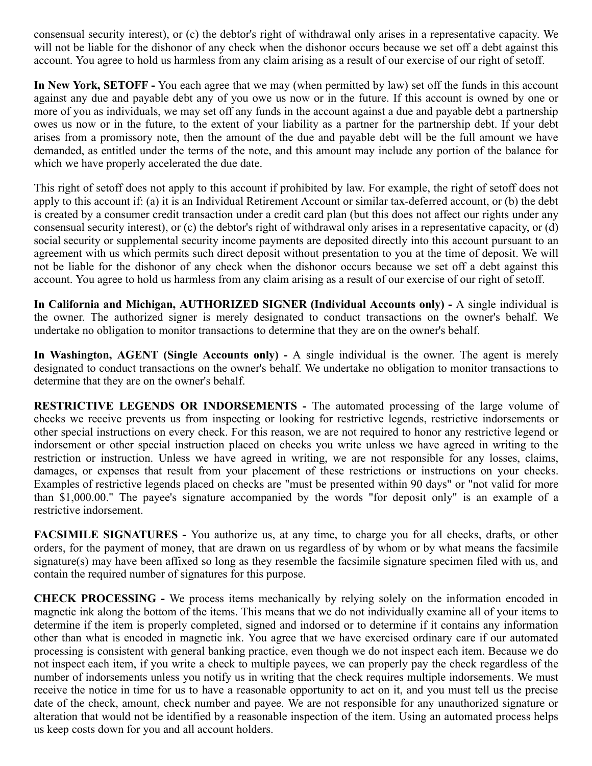consensual security interest), or (c) the debtor's right of withdrawal only arises in a representative capacity. We will not be liable for the dishonor of any check when the dishonor occurs because we set off a debt against this account. You agree to hold us harmless from any claim arising as a result of our exercise of our right of setoff.

**In New York, SETOFF -** You each agree that we may (when permitted by law) set off the funds in this account against any due and payable debt any of you owe us now or in the future. If this account is owned by one or more of you as individuals, we may set off any funds in the account against a due and payable debt a partnership owes us now or in the future, to the extent of your liability as a partner for the partnership debt. If your debt arises from a promissory note, then the amount of the due and payable debt will be the full amount we have demanded, as entitled under the terms of the note, and this amount may include any portion of the balance for which we have properly accelerated the due date.

This right of setoff does not apply to this account if prohibited by law. For example, the right of setoff does not apply to this account if: (a) it is an Individual Retirement Account or similar tax-deferred account, or (b) the debt is created by a consumer credit transaction under a credit card plan (but this does not affect our rights under any consensual security interest), or (c) the debtor's right of withdrawal only arises in a representative capacity, or (d) social security or supplemental security income payments are deposited directly into this account pursuant to an agreement with us which permits such direct deposit without presentation to you at the time of deposit. We will not be liable for the dishonor of any check when the dishonor occurs because we set off a debt against this account. You agree to hold us harmless from any claim arising as a result of our exercise of our right of setoff.

**In California and Michigan, AUTHORIZED SIGNER (Individual Accounts only) -** A single individual is the owner. The authorized signer is merely designated to conduct transactions on the owner's behalf. We undertake no obligation to monitor transactions to determine that they are on the owner's behalf.

**In Washington, AGENT (Single Accounts only) -** A single individual is the owner. The agent is merely designated to conduct transactions on the owner's behalf. We undertake no obligation to monitor transactions to determine that they are on the owner's behalf.

**RESTRICTIVE LEGENDS OR INDORSEMENTS -** The automated processing of the large volume of checks we receive prevents us from inspecting or looking for restrictive legends, restrictive indorsements or other special instructions on every check. For this reason, we are not required to honor any restrictive legend or indorsement or other special instruction placed on checks you write unless we have agreed in writing to the restriction or instruction. Unless we have agreed in writing, we are not responsible for any losses, claims, damages, or expenses that result from your placement of these restrictions or instructions on your checks. Examples of restrictive legends placed on checks are "must be presented within 90 days" or "not valid for more than $1,000.00." The payee's signature accompanied by the words "for deposit only" is an example of a restrictive indorsement.

**FACSIMILE SIGNATURES -** You authorize us, at any time, to charge you for all checks, drafts, or other orders, for the payment of money, that are drawn on us regardless of by whom or by what means the facsimile signature(s) may have been affixed so long as they resemble the facsimile signature specimen filed with us, and contain the required number of signatures for this purpose.

**CHECK PROCESSING -** We process items mechanically by relying solely on the information encoded in magnetic ink along the bottom of the items. This means that we do not individually examine all of your items to determine if the item is properly completed, signed and indorsed or to determine if it contains any information other than what is encoded in magnetic ink. You agree that we have exercised ordinary care if our automated processing is consistent with general banking practice, even though we do not inspect each item. Because we do not inspect each item, if you write a check to multiple payees, we can properly pay the check regardless of the number of indorsements unless you notify us in writing that the check requires multiple indorsements. We must receive the notice in time for us to have a reasonable opportunity to act on it, and you must tell us the precise date of the check, amount, check number and payee. We are not responsible for any unauthorized signature or alteration that would not be identified by a reasonable inspection of the item. Using an automated process helps us keep costs down for you and all account holders.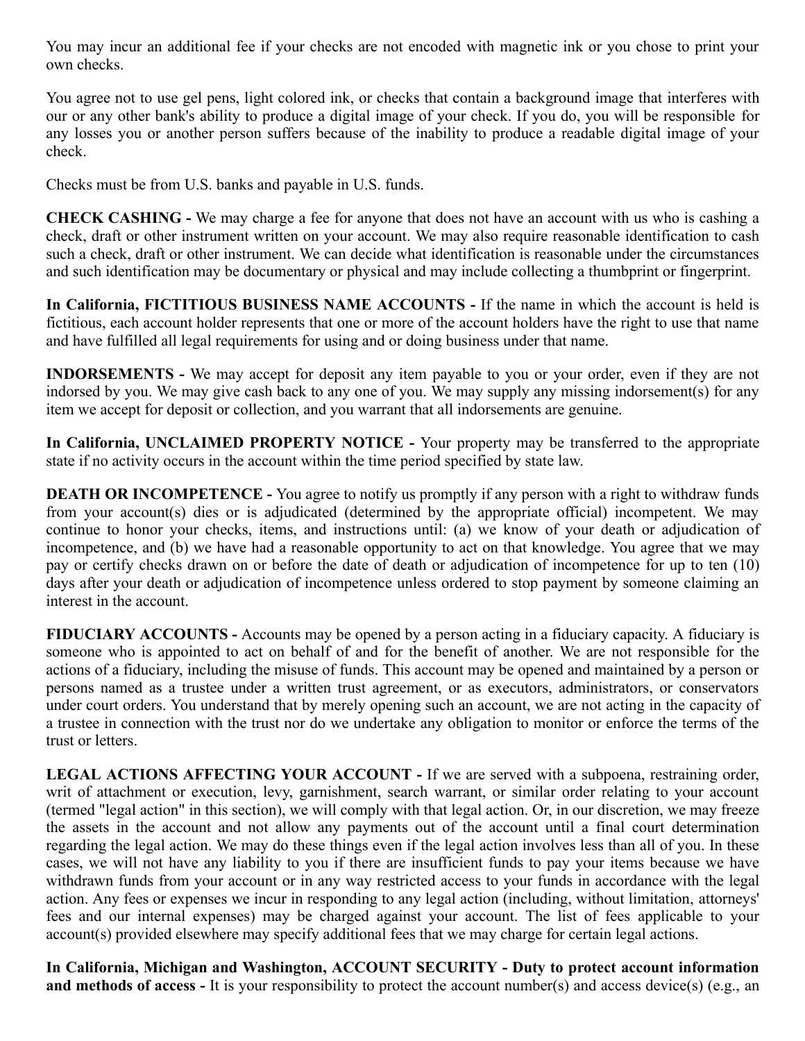You may incur an additional fee if your checks are not encoded with magnetic ink or you chose to print your own checks.

You agree not to use gel pens, light colored ink, or checks that contain a background image that interferes with our or any other bank's ability to produce a digital image of your check. If you do, you will be responsible for any losses you or another person suffers because of the inability to produce a readable digital image of your check.

Checks must be from U.S. banks and payable in U.S. funds.

**CHECK CASHING -** We may charge a fee for anyone that does not have an account with us who is cashing a check, draft or other instrument written on your account. We may also require reasonable identification to cash such a check, draft or other instrument. We can decide what identification is reasonable under the circumstances and such identification may be documentary or physical and may include collecting a thumbprint or fingerprint.

**In California, FICTITIOUS BUSINESS NAME ACCOUNTS -** If the name in which the account is held is fictitious, each account holder represents that one or more of the account holders have the right to use that name and have fulfilled all legal requirements for using and or doing business under that name.

**INDORSEMENTS -** We may accept for deposit any item payable to you or your order, even if they are not indorsed by you. We may give cash back to any one of you. We may supply any missing indorsement(s) for any item we accept for deposit or collection, and you warrant that all indorsements are genuine.

**In California, UNCLAIMED PROPERTY NOTICE -** Your property may be transferred to the appropriate state if no activity occurs in the account within the time period specified by state law.

**DEATH OR INCOMPETENCE -** You agree to notify us promptly if any person with a right to withdraw funds from your account(s) dies or is adjudicated (determined by the appropriate official) incompetent. We may continue to honor your checks, items, and instructions until: (a) we know of your death or adjudication of incompetence, and (b) we have had a reasonable opportunity to act on that knowledge. You agree that we may pay or certify checks drawn on or before the date of death or adjudication of incompetence for up to ten (10) days after your death or adjudication of incompetence unless ordered to stop payment by someone claiming an interest in the account.

**FIDUCIARY ACCOUNTS -** Accounts may be opened by a person acting in a fiduciary capacity. A fiduciary is someone who is appointed to act on behalf of and for the benefit of another. We are not responsible for the actions of a fiduciary, including the misuse of funds. This account may be opened and maintained by a person or persons named as a trustee under a written trust agreement, or as executors, administrators, or conservators under court orders. You understand that by merely opening such an account, we are not acting in the capacity of a trustee in connection with the trust nor do we undertake any obligation to monitor or enforce the terms of the trust or letters.

**LEGAL ACTIONS AFFECTING YOUR ACCOUNT -** If we are served with a subpoena, restraining order, writ of attachment or execution, levy, garnishment, search warrant, or similar order relating to your account (termed "legal action" in this section), we will comply with that legal action. Or, in our discretion, we may freeze the assets in the account and not allow any payments out of the account until a final court determination regarding the legal action. We may do these things even if the legal action involves less than all of you. In these cases, we will not have any liability to you if there are insufficient funds to pay your items because we have withdrawn funds from your account or in any way restricted access to your funds in accordance with the legal action. Any fees or expenses we incur in responding to any legal action (including, without limitation, attorneys' fees and our internal expenses) may be charged against your account. The list of fees applicable to your account(s) provided elsewhere may specify additional fees that we may charge for certain legal actions.

**In California, Michigan and Washington, ACCOUNT SECURITY - Duty to protect account information and methods of access -** It is your responsibility to protect the account number(s) and access device(s) (e.g., an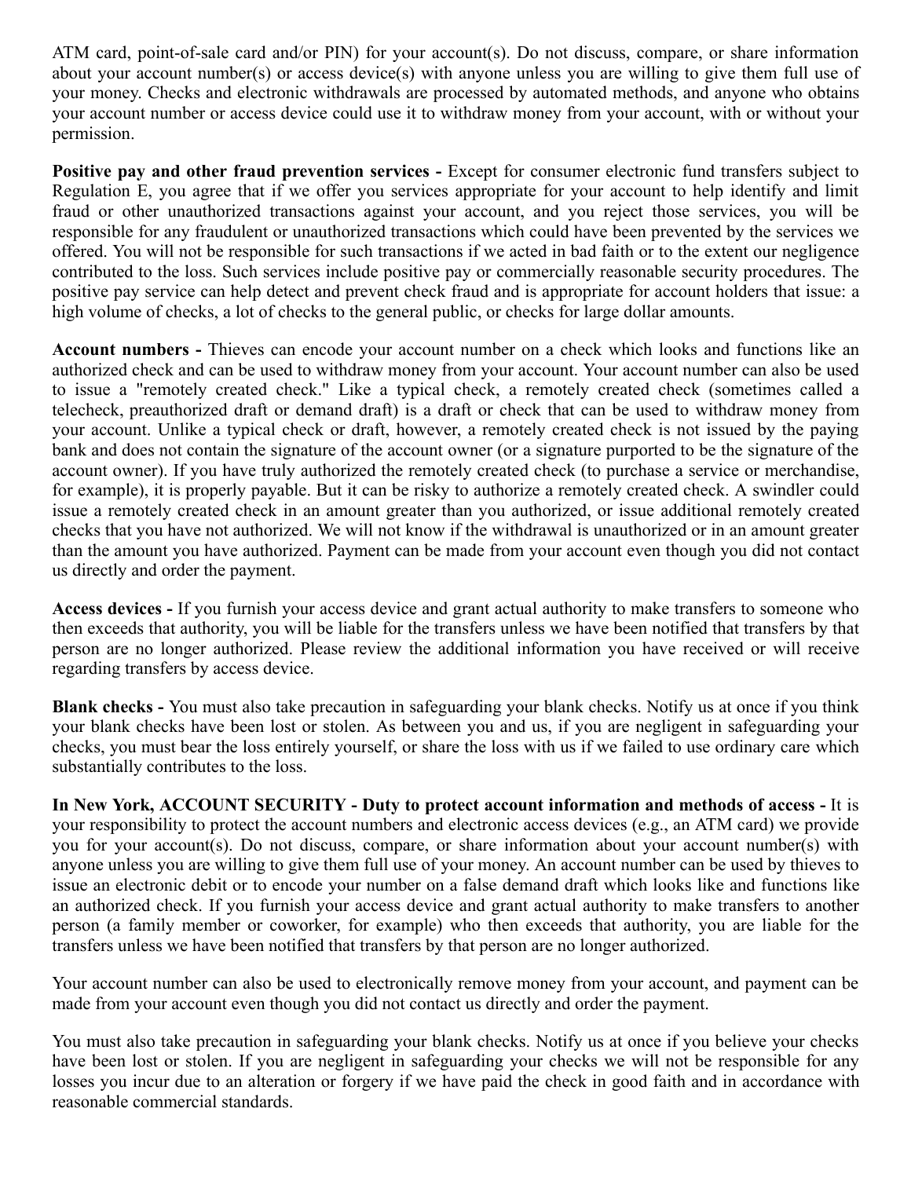ATM card, point-of-sale card and/or PIN) for your account(s). Do not discuss, compare, or share information about your account number(s) or access device(s) with anyone unless you are willing to give them full use of your money. Checks and electronic withdrawals are processed by automated methods, and anyone who obtains your account number or access device could use it to withdraw money from your account, with or without your permission.

**Positive pay and other fraud prevention services -** Except for consumer electronic fund transfers subject to Regulation E, you agree that if we offer you services appropriate for your account to help identify and limit fraud or other unauthorized transactions against your account, and you reject those services, you will be responsible for any fraudulent or unauthorized transactions which could have been prevented by the services we offered. You will not be responsible for such transactions if we acted in bad faith or to the extent our negligence contributed to the loss. Such services include positive pay or commercially reasonable security procedures. The positive pay service can help detect and prevent check fraud and is appropriate for account holders that issue: a high volume of checks, a lot of checks to the general public, or checks for large dollar amounts.

**Account numbers -** Thieves can encode your account number on a check which looks and functions like an authorized check and can be used to withdraw money from your account. Your account number can also be used to issue a "remotely created check." Like a typical check, a remotely created check (sometimes called a telecheck, preauthorized draft or demand draft) is a draft or check that can be used to withdraw money from your account. Unlike a typical check or draft, however, a remotely created check is not issued by the paying bank and does not contain the signature of the account owner (or a signature purported to be the signature of the account owner). If you have truly authorized the remotely created check (to purchase a service or merchandise, for example), it is properly payable. But it can be risky to authorize a remotely created check. A swindler could issue a remotely created check in an amount greater than you authorized, or issue additional remotely created checks that you have not authorized. We will not know if the withdrawal is unauthorized or in an amount greater than the amount you have authorized. Payment can be made from your account even though you did not contact us directly and order the payment.

**Access devices -** If you furnish your access device and grant actual authority to make transfers to someone who then exceeds that authority, you will be liable for the transfers unless we have been notified that transfers by that person are no longer authorized. Please review the additional information you have received or will receive regarding transfers by access device.

**Blank checks -** You must also take precaution in safeguarding your blank checks. Notify us at once if you think your blank checks have been lost or stolen. As between you and us, if you are negligent in safeguarding your checks, you must bear the loss entirely yourself, or share the loss with us if we failed to use ordinary care which substantially contributes to the loss.

**In New York, ACCOUNT SECURITY - Duty to protect account information and methods of access -** It is your responsibility to protect the account numbers and electronic access devices (e.g., an ATM card) we provide you for your account(s). Do not discuss, compare, or share information about your account number(s) with anyone unless you are willing to give them full use of your money. An account number can be used by thieves to issue an electronic debit or to encode your number on a false demand draft which looks like and functions like an authorized check. If you furnish your access device and grant actual authority to make transfers to another person (a family member or coworker, for example) who then exceeds that authority, you are liable for the transfers unless we have been notified that transfers by that person are no longer authorized.

Your account number can also be used to electronically remove money from your account, and payment can be made from your account even though you did not contact us directly and order the payment.

You must also take precaution in safeguarding your blank checks. Notify us at once if you believe your checks have been lost or stolen. If you are negligent in safeguarding your checks we will not be responsible for any losses you incur due to an alteration or forgery if we have paid the check in good faith and in accordance with reasonable commercial standards.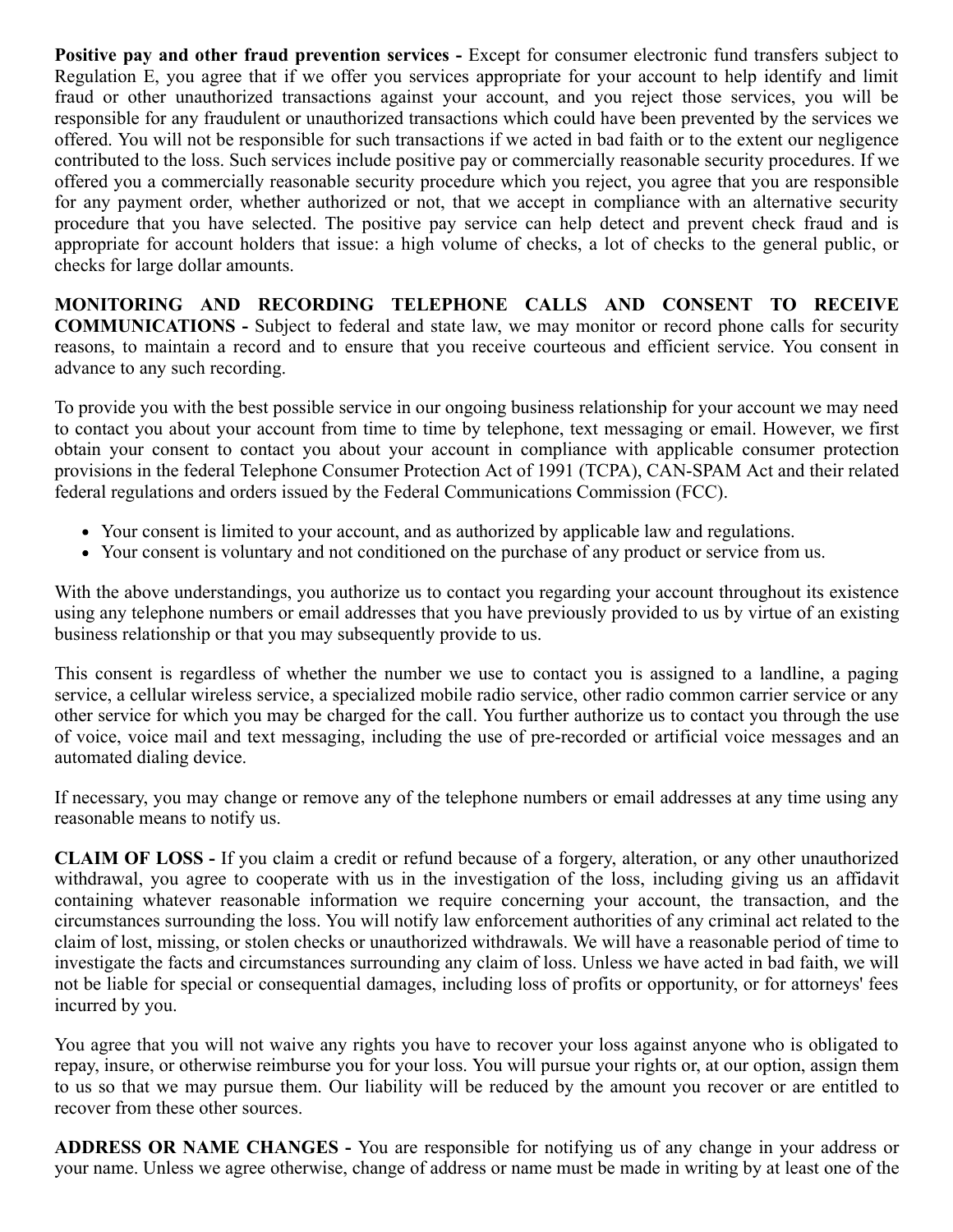**Positive pay and other fraud prevention services -** Except for consumer electronic fund transfers subject to Regulation E, you agree that if we offer you services appropriate for your account to help identify and limit fraud or other unauthorized transactions against your account, and you reject those services, you will be responsible for any fraudulent or unauthorized transactions which could have been prevented by the services we offered. You will not be responsible for such transactions if we acted in bad faith or to the extent our negligence contributed to the loss. Such services include positive pay or commercially reasonable security procedures. If we offered you a commercially reasonable security procedure which you reject, you agree that you are responsible for any payment order, whether authorized or not, that we accept in compliance with an alternative security procedure that you have selected. The positive pay service can help detect and prevent check fraud and is appropriate for account holders that issue: a high volume of checks, a lot of checks to the general public, or checks for large dollar amounts.

**MONITORING AND RECORDING TELEPHONE CALLS AND CONSENT TO RECEIVE COMMUNICATIONS -** Subject to federal and state law, we may monitor or record phone calls for security reasons, to maintain a record and to ensure that you receive courteous and efficient service. You consent in advance to any such recording.

To provide you with the best possible service in our ongoing business relationship for your account we may need to contact you about your account from time to time by telephone, text messaging or email. However, we first obtain your consent to contact you about your account in compliance with applicable consumer protection provisions in the federal Telephone Consumer Protection Act of 1991 (TCPA), CAN-SPAM Act and their related federal regulations and orders issued by the Federal Communications Commission (FCC).

- Your consent is limited to your account, and as authorized by applicable law and regulations.
- Your consent is voluntary and not conditioned on the purchase of any product or service from us.

With the above understandings, you authorize us to contact you regarding your account throughout its existence using any telephone numbers or email addresses that you have previously provided to us by virtue of an existing business relationship or that you may subsequently provide to us.

This consent is regardless of whether the number we use to contact you is assigned to a landline, a paging service, a cellular wireless service, a specialized mobile radio service, other radio common carrier service or any other service for which you may be charged for the call. You further authorize us to contact you through the use of voice, voice mail and text messaging, including the use of pre-recorded or artificial voice messages and an automated dialing device.

If necessary, you may change or remove any of the telephone numbers or email addresses at any time using any reasonable means to notify us.

**CLAIM OF LOSS -** If you claim a credit or refund because of a forgery, alteration, or any other unauthorized withdrawal, you agree to cooperate with us in the investigation of the loss, including giving us an affidavit containing whatever reasonable information we require concerning your account, the transaction, and the circumstances surrounding the loss. You will notify law enforcement authorities of any criminal act related to the claim of lost, missing, or stolen checks or unauthorized withdrawals. We will have a reasonable period of time to investigate the facts and circumstances surrounding any claim of loss. Unless we have acted in bad faith, we will not be liable for special or consequential damages, including loss of profits or opportunity, or for attorneys' fees incurred by you.

You agree that you will not waive any rights you have to recover your loss against anyone who is obligated to repay, insure, or otherwise reimburse you for your loss. You will pursue your rights or, at our option, assign them to us so that we may pursue them. Our liability will be reduced by the amount you recover or are entitled to recover from these other sources.

**ADDRESS OR NAME CHANGES -** You are responsible for notifying us of any change in your address or your name. Unless we agree otherwise, change of address or name must be made in writing by at least one of the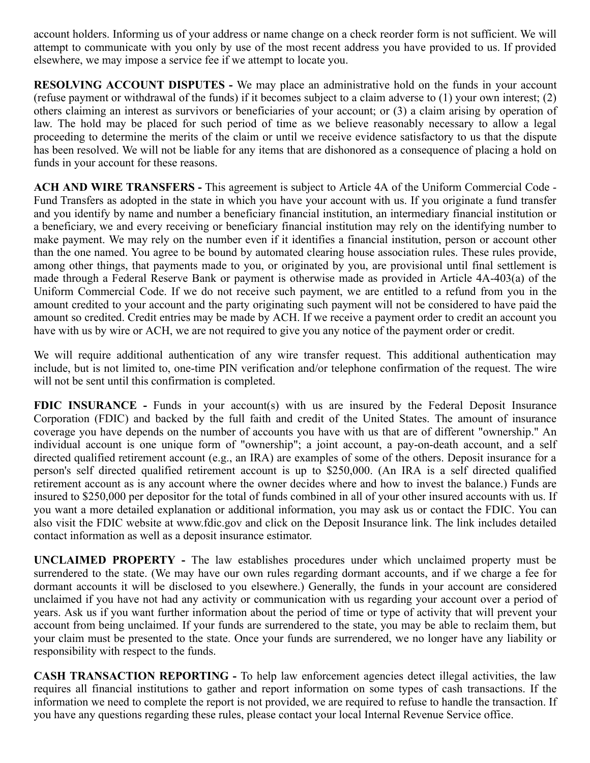account holders. Informing us of your address or name change on a check reorder form is not sufficient. We will attempt to communicate with you only by use of the most recent address you have provided to us. If provided elsewhere, we may impose a service fee if we attempt to locate you.

**RESOLVING ACCOUNT DISPUTES -** We may place an administrative hold on the funds in your account (refuse payment or withdrawal of the funds) if it becomes subject to a claim adverse to (1) your own interest; (2) others claiming an interest as survivors or beneficiaries of your account; or (3) a claim arising by operation of law. The hold may be placed for such period of time as we believe reasonably necessary to allow a legal proceeding to determine the merits of the claim or until we receive evidence satisfactory to us that the dispute has been resolved. We will not be liable for any items that are dishonored as a consequence of placing a hold on funds in your account for these reasons.

**ACH AND WIRE TRANSFERS -** This agreement is subject to Article 4A of the Uniform Commercial Code - Fund Transfers as adopted in the state in which you have your account with us. If you originate a fund transfer and you identify by name and number a beneficiary financial institution, an intermediary financial institution or a beneficiary, we and every receiving or beneficiary financial institution may rely on the identifying number to make payment. We may rely on the number even if it identifies a financial institution, person or account other than the one named. You agree to be bound by automated clearing house association rules. These rules provide, among other things, that payments made to you, or originated by you, are provisional until final settlement is made through a Federal Reserve Bank or payment is otherwise made as provided in Article 4A-403(a) of the Uniform Commercial Code. If we do not receive such payment, we are entitled to a refund from you in the amount credited to your account and the party originating such payment will not be considered to have paid the amount so credited. Credit entries may be made by ACH. If we receive a payment order to credit an account you have with us by wire or ACH, we are not required to give you any notice of the payment order or credit.

We will require additional authentication of any wire transfer request. This additional authentication may include, but is not limited to, one-time PIN verification and/or telephone confirmation of the request. The wire will not be sent until this confirmation is completed.

**FDIC INSURANCE -** Funds in your account(s) with us are insured by the Federal Deposit Insurance Corporation (FDIC) and backed by the full faith and credit of the United States. The amount of insurance coverage you have depends on the number of accounts you have with us that are of different "ownership." An individual account is one unique form of "ownership"; a joint account, a pay-on-death account, and a self directed qualified retirement account (e.g., an IRA) are examples of some of the others. Deposit insurance for a person's self directed qualified retirement account is up to $250,000. (An IRA is a self directed qualified retirement account as is any account where the owner decides where and how to invest the balance.) Funds are insured to $250,000 per depositor for the total of funds combined in all of your other insured accounts with us. If you want a more detailed explanation or additional information, you may ask us or contact the FDIC. You can also visit the FDIC website at www.fdic.gov and click on the Deposit Insurance link. The link includes detailed contact information as well as a deposit insurance estimator.

**UNCLAIMED PROPERTY -** The law establishes procedures under which unclaimed property must be surrendered to the state. (We may have our own rules regarding dormant accounts, and if we charge a fee for dormant accounts it will be disclosed to you elsewhere.) Generally, the funds in your account are considered unclaimed if you have not had any activity or communication with us regarding your account over a period of years. Ask us if you want further information about the period of time or type of activity that will prevent your account from being unclaimed. If your funds are surrendered to the state, you may be able to reclaim them, but your claim must be presented to the state. Once your funds are surrendered, we no longer have any liability or responsibility with respect to the funds.

**CASH TRANSACTION REPORTING -** To help law enforcement agencies detect illegal activities, the law requires all financial institutions to gather and report information on some types of cash transactions. If the information we need to complete the report is not provided, we are required to refuse to handle the transaction. If you have any questions regarding these rules, please contact your local Internal Revenue Service office.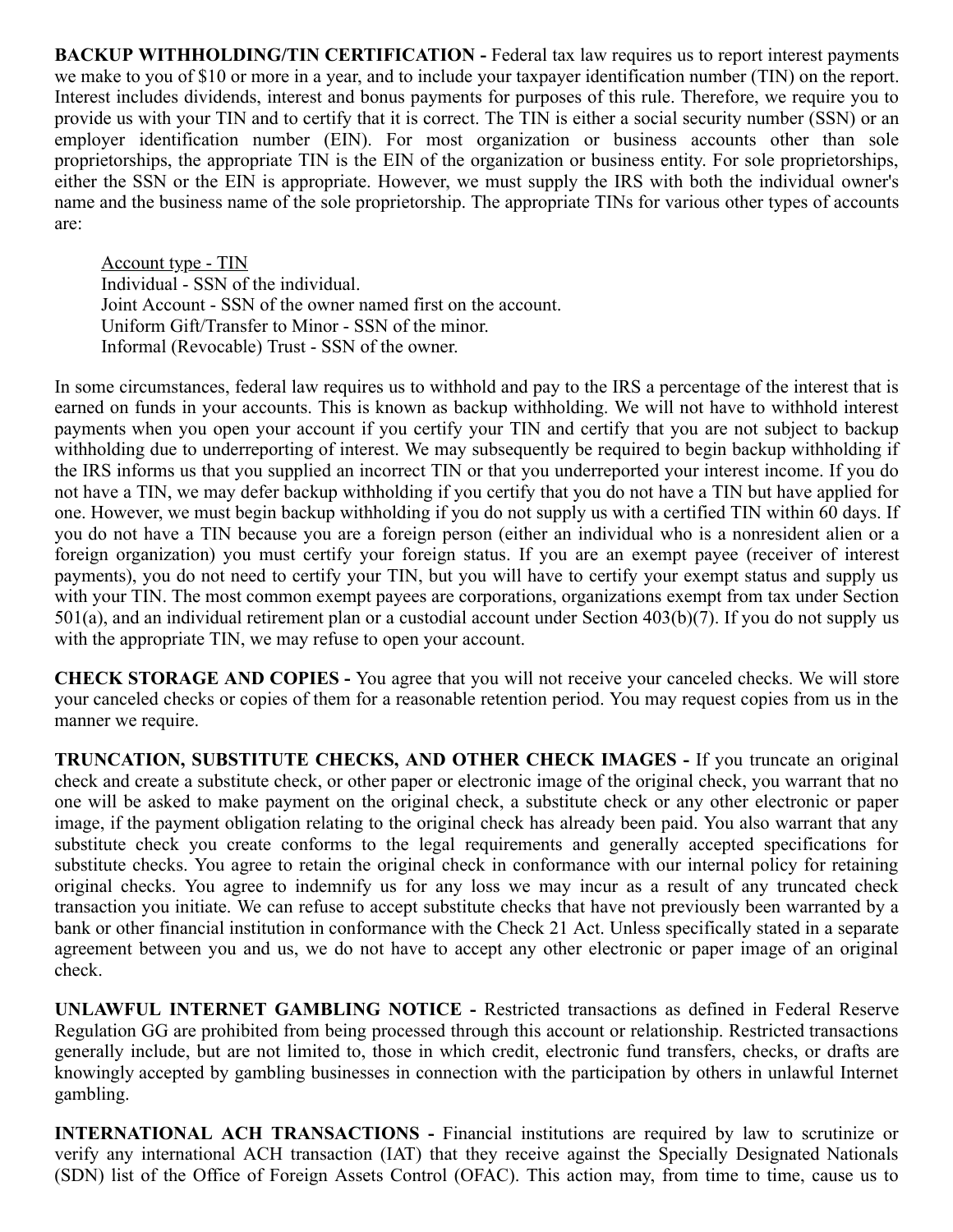**BACKUP WITHHOLDING/TIN CERTIFICATION -** Federal tax law requires us to report interest payments we make to you of $10 or more in a year, and to include your taxpayer identification number (TIN) on the report. Interest includes dividends, interest and bonus payments for purposes of this rule. Therefore, we require you to provide us with your TIN and to certify that it is correct. The TIN is either a social security number (SSN) or an employer identification number (EIN). For most organization or business accounts other than sole proprietorships, the appropriate TIN is the EIN of the organization or business entity. For sole proprietorships, either the SSN or the EIN is appropriate. However, we must supply the IRS with both the individual owner's name and the business name of the sole proprietorship. The appropriate TINs for various other types of accounts are:

Account type - TIN
Individual - SSN of the individual.
Joint Account - SSN of the owner named first on the account.
Uniform Gift/Transfer to Minor - SSN of the minor.
Informal (Revocable) Trust - SSN of the owner.

In some circumstances, federal law requires us to withhold and pay to the IRS a percentage of the interest that is earned on funds in your accounts. This is known as backup withholding. We will not have to withhold interest payments when you open your account if you certify your TIN and certify that you are not subject to backup withholding due to underreporting of interest. We may subsequently be required to begin backup withholding if the IRS informs us that you supplied an incorrect TIN or that you underreported your interest income. If you do not have a TIN, we may defer backup withholding if you certify that you do not have a TIN but have applied for one. However, we must begin backup withholding if you do not supply us with a certified TIN within 60 days. If you do not have a TIN because you are a foreign person (either an individual who is a nonresident alien or a foreign organization) you must certify your foreign status. If you are an exempt payee (receiver of interest payments), you do not need to certify your TIN, but you will have to certify your exempt status and supply us with your TIN. The most common exempt payees are corporations, organizations exempt from tax under Section 501(a), and an individual retirement plan or a custodial account under Section 403(b)(7). If you do not supply us with the appropriate TIN, we may refuse to open your account.

**CHECK STORAGE AND COPIES -** You agree that you will not receive your canceled checks. We will store your canceled checks or copies of them for a reasonable retention period. You may request copies from us in the manner we require.

**TRUNCATION, SUBSTITUTE CHECKS, AND OTHER CHECK IMAGES -** If you truncate an original check and create a substitute check, or other paper or electronic image of the original check, you warrant that no one will be asked to make payment on the original check, a substitute check or any other electronic or paper image, if the payment obligation relating to the original check has already been paid. You also warrant that any substitute check you create conforms to the legal requirements and generally accepted specifications for substitute checks. You agree to retain the original check in conformance with our internal policy for retaining original checks. You agree to indemnify us for any loss we may incur as a result of any truncated check transaction you initiate. We can refuse to accept substitute checks that have not previously been warranted by a bank or other financial institution in conformance with the Check 21 Act. Unless specifically stated in a separate agreement between you and us, we do not have to accept any other electronic or paper image of an original check.

**UNLAWFUL INTERNET GAMBLING NOTICE -** Restricted transactions as defined in Federal Reserve Regulation GG are prohibited from being processed through this account or relationship. Restricted transactions generally include, but are not limited to, those in which credit, electronic fund transfers, checks, or drafts are knowingly accepted by gambling businesses in connection with the participation by others in unlawful Internet gambling.

**INTERNATIONAL ACH TRANSACTIONS -** Financial institutions are required by law to scrutinize or verify any international ACH transaction (IAT) that they receive against the Specially Designated Nationals (SDN) list of the Office of Foreign Assets Control (OFAC). This action may, from time to time, cause us to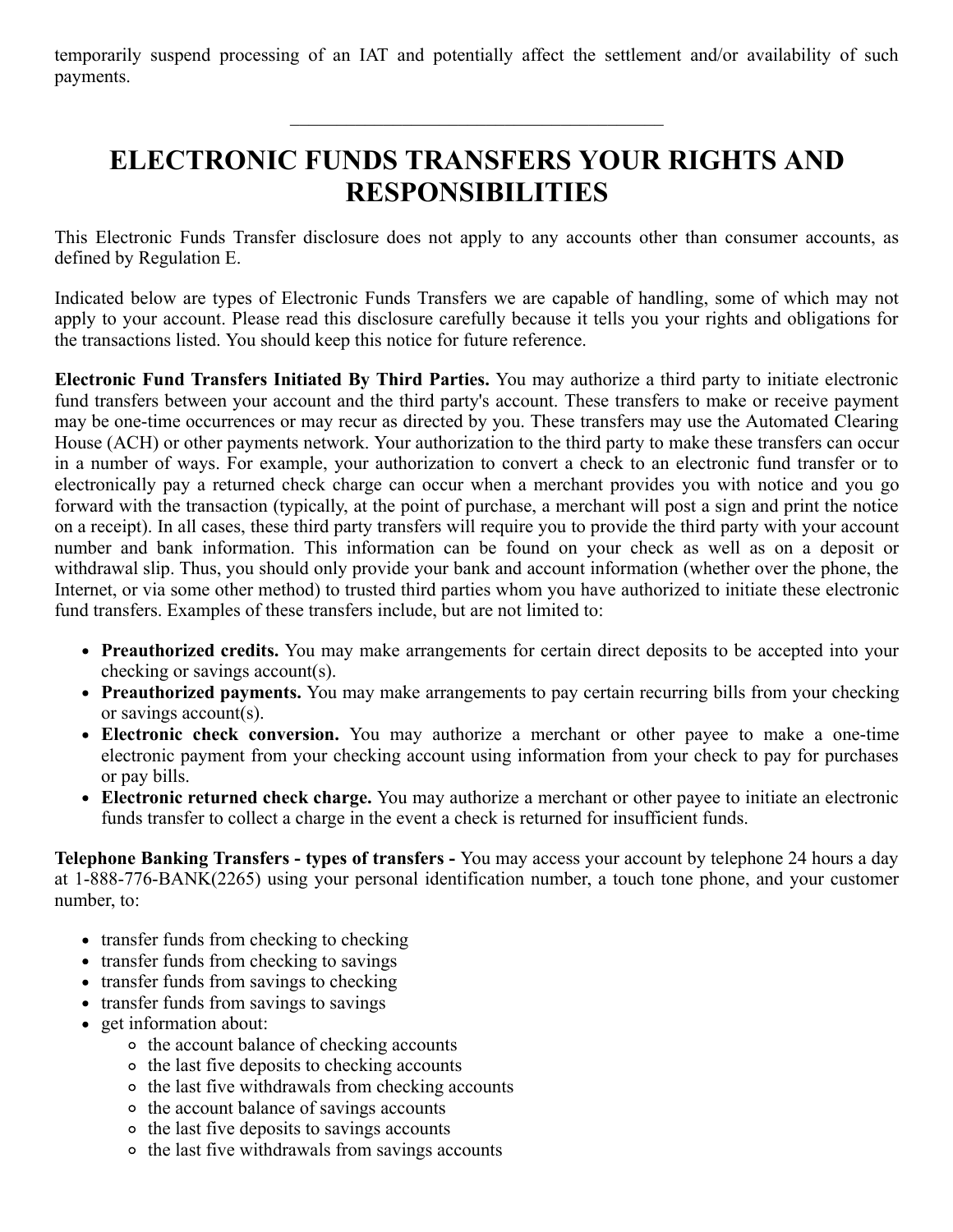temporarily suspend processing of an IAT and potentially affect the settlement and/or availability of such payments.

---

# ELECTRONIC FUNDS TRANSFERS YOUR RIGHTS AND RESPONSIBILITIES

This Electronic Funds Transfer disclosure does not apply to any accounts other than consumer accounts, as defined by Regulation E.

Indicated below are types of Electronic Funds Transfers we are capable of handling, some of which may not apply to your account. Please read this disclosure carefully because it tells you your rights and obligations for the transactions listed. You should keep this notice for future reference.

**Electronic Fund Transfers Initiated By Third Parties.** You may authorize a third party to initiate electronic fund transfers between your account and the third party's account. These transfers to make or receive payment may be one-time occurrences or may recur as directed by you. These transfers may use the Automated Clearing House (ACH) or other payments network. Your authorization to the third party to make these transfers can occur in a number of ways. For example, your authorization to convert a check to an electronic fund transfer or to electronically pay a returned check charge can occur when a merchant provides you with notice and you go forward with the transaction (typically, at the point of purchase, a merchant will post a sign and print the notice on a receipt). In all cases, these third party transfers will require you to provide the third party with your account number and bank information. This information can be found on your check as well as on a deposit or withdrawal slip. Thus, you should only provide your bank and account information (whether over the phone, the Internet, or via some other method) to trusted third parties whom you have authorized to initiate these electronic fund transfers. Examples of these transfers include, but are not limited to:

- **Preauthorized credits.** You may make arrangements for certain direct deposits to be accepted into your checking or savings account(s).
- **Preauthorized payments.** You may make arrangements to pay certain recurring bills from your checking or savings account(s).
- **Electronic check conversion.** You may authorize a merchant or other payee to make a one-time electronic payment from your checking account using information from your check to pay for purchases or pay bills.
- **Electronic returned check charge.** You may authorize a merchant or other payee to initiate an electronic funds transfer to collect a charge in the event a check is returned for insufficient funds.

**Telephone Banking Transfers - types of transfers -** You may access your account by telephone 24 hours a day at 1-888-776-BANK(2265) using your personal identification number, a touch tone phone, and your customer number, to:

- transfer funds from checking to checking
- transfer funds from checking to savings
- transfer funds from savings to checking
- transfer funds from savings to savings
- get information about:
  - the account balance of checking accounts
  - the last five deposits to checking accounts
  - the last five withdrawals from checking accounts
  - the account balance of savings accounts
  - the last five deposits to savings accounts
  - the last five withdrawals from savings accounts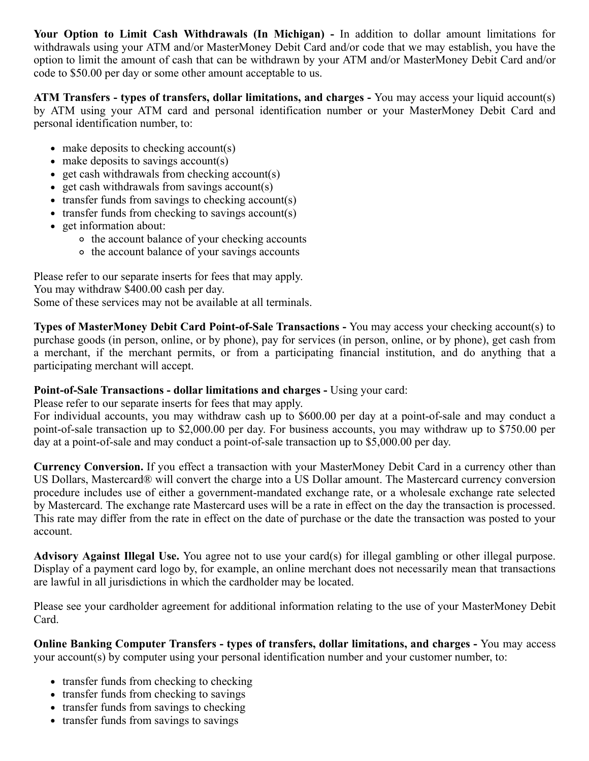**Your Option to Limit Cash Withdrawals (In Michigan) -** In addition to dollar amount limitations for withdrawals using your ATM and/or MasterMoney Debit Card and/or code that we may establish, you have the option to limit the amount of cash that can be withdrawn by your ATM and/or MasterMoney Debit Card and/or code to $50.00 per day or some other amount acceptable to us.

**ATM Transfers - types of transfers, dollar limitations, and charges -** You may access your liquid account(s) by ATM using your ATM card and personal identification number or your MasterMoney Debit Card and personal identification number, to:

- make deposits to checking account(s)
- make deposits to savings account(s)
- get cash withdrawals from checking account(s)
- get cash withdrawals from savings account(s)
- transfer funds from savings to checking account(s)
- transfer funds from checking to savings account(s)
- get information about:
    - the account balance of your checking accounts
    - the account balance of your savings accounts

Please refer to our separate inserts for fees that may apply.
You may withdraw $400.00 cash per day.
Some of these services may not be available at all terminals.

**Types of MasterMoney Debit Card Point-of-Sale Transactions -** You may access your checking account(s) to purchase goods (in person, online, or by phone), pay for services (in person, online, or by phone), get cash from a merchant, if the merchant permits, or from a participating financial institution, and do anything that a participating merchant will accept.

**Point-of-Sale Transactions - dollar limitations and charges -** Using your card:
Please refer to our separate inserts for fees that may apply.
For individual accounts, you may withdraw cash up to $600.00 per day at a point-of-sale and may conduct a point-of-sale transaction up to $2,000.00 per day. For business accounts, you may withdraw up to $750.00 per day at a point-of-sale and may conduct a point-of-sale transaction up to $5,000.00 per day.

**Currency Conversion.** If you effect a transaction with your MasterMoney Debit Card in a currency other than US Dollars, Mastercard® will convert the charge into a US Dollar amount. The Mastercard currency conversion procedure includes use of either a government-mandated exchange rate, or a wholesale exchange rate selected by Mastercard. The exchange rate Mastercard uses will be a rate in effect on the day the transaction is processed. This rate may differ from the rate in effect on the date of purchase or the date the transaction was posted to your account.

**Advisory Against Illegal Use.** You agree not to use your card(s) for illegal gambling or other illegal purpose. Display of a payment card logo by, for example, an online merchant does not necessarily mean that transactions are lawful in all jurisdictions in which the cardholder may be located.

Please see your cardholder agreement for additional information relating to the use of your MasterMoney Debit Card.

**Online Banking Computer Transfers - types of transfers, dollar limitations, and charges -** You may access your account(s) by computer using your personal identification number and your customer number, to:

- transfer funds from checking to checking
- transfer funds from checking to savings
- transfer funds from savings to checking
- transfer funds from savings to savings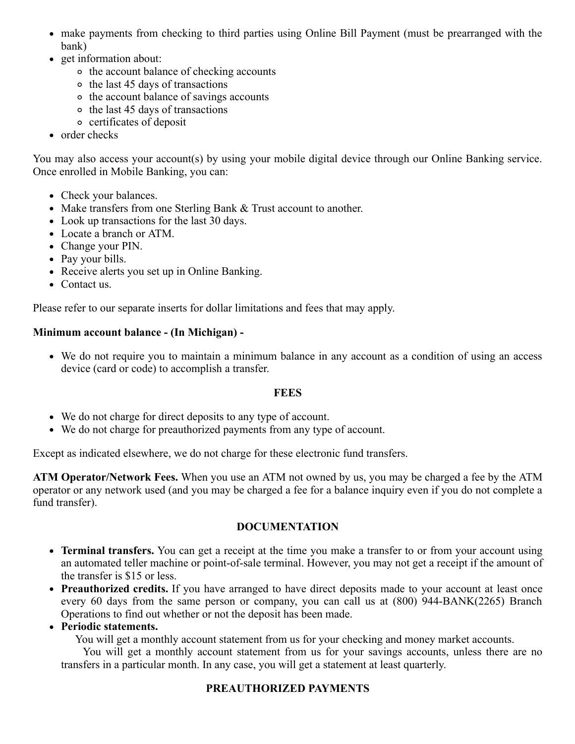- make payments from checking to third parties using Online Bill Payment (must be prearranged with the bank)
- get information about:
  - the account balance of checking accounts
  - the last 45 days of transactions
  - the account balance of savings accounts
  - the last 45 days of transactions
  - certificates of deposit
- order checks

You may also access your account(s) by using your mobile digital device through our Online Banking service. Once enrolled in Mobile Banking, you can:

- Check your balances.
- Make transfers from one Sterling Bank & Trust account to another.
- Look up transactions for the last 30 days.
- Locate a branch or ATM.
- Change your PIN.
- Pay your bills.
- Receive alerts you set up in Online Banking.
- Contact us.

Please refer to our separate inserts for dollar limitations and fees that may apply.

**Minimum account balance - (In Michigan) -**

- We do not require you to maintain a minimum balance in any account as a condition of using an access device (card or code) to accomplish a transfer.

## FEES

- We do not charge for direct deposits to any type of account.
- We do not charge for preauthorized payments from any type of account.

Except as indicated elsewhere, we do not charge for these electronic fund transfers.

**ATM Operator/Network Fees.** When you use an ATM not owned by us, you may be charged a fee by the ATM operator or any network used (and you may be charged a fee for a balance inquiry even if you do not complete a fund transfer).

## DOCUMENTATION

- **Terminal transfers.** You can get a receipt at the time you make a transfer to or from your account using an automated teller machine or point-of-sale terminal. However, you may not get a receipt if the amount of the transfer is $15 or less.
- **Preauthorized credits.** If you have arranged to have direct deposits made to your account at least once every 60 days from the same person or company, you can call us at (800) 944-BANK(2265) Branch Operations to find out whether or not the deposit has been made.
- **Periodic statements.**
  You will get a monthly account statement from us for your checking and money market accounts.
  You will get a monthly account statement from us for your savings accounts, unless there are no transfers in a particular month. In any case, you will get a statement at least quarterly.

## PREAUTHORIZED PAYMENTS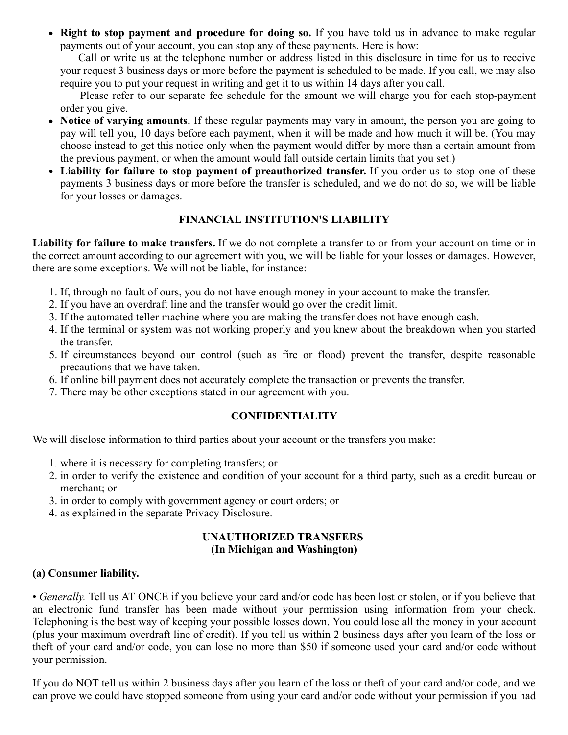- **Right to stop payment and procedure for doing so.** If you have told us in advance to make regular payments out of your account, you can stop any of these payments. Here is how:

  Call or write us at the telephone number or address listed in this disclosure in time for us to receive your request 3 business days or more before the payment is scheduled to be made. If you call, we may also require you to put your request in writing and get it to us within 14 days after you call.

  Please refer to our separate fee schedule for the amount we will charge you for each stop-payment order you give.
- **Notice of varying amounts.** If these regular payments may vary in amount, the person you are going to pay will tell you, 10 days before each payment, when it will be made and how much it will be. (You may choose instead to get this notice only when the payment would differ by more than a certain amount from the previous payment, or when the amount would fall outside certain limits that you set.)
- **Liability for failure to stop payment of preauthorized transfer.** If you order us to stop one of these payments 3 business days or more before the transfer is scheduled, and we do not do so, we will be liable for your losses or damages.

## FINANCIAL INSTITUTION'S LIABILITY

**Liability for failure to make transfers.** If we do not complete a transfer to or from your account on time or in the correct amount according to our agreement with you, we will be liable for your losses or damages. However, there are some exceptions. We will not be liable, for instance:

1. If, through no fault of ours, you do not have enough money in your account to make the transfer.
2. If you have an overdraft line and the transfer would go over the credit limit.
3. If the automated teller machine where you are making the transfer does not have enough cash.
4. If the terminal or system was not working properly and you knew about the breakdown when you started the transfer.
5. If circumstances beyond our control (such as fire or flood) prevent the transfer, despite reasonable precautions that we have taken.
6. If online bill payment does not accurately complete the transaction or prevents the transfer.
7. There may be other exceptions stated in our agreement with you.

## CONFIDENTIALITY

We will disclose information to third parties about your account or the transfers you make:

1. where it is necessary for completing transfers; or
2. in order to verify the existence and condition of your account for a third party, such as a credit bureau or merchant; or
3. in order to comply with government agency or court orders; or
4. as explained in the separate Privacy Disclosure.

## UNAUTHORIZED TRANSFERS (In Michigan and Washington)

**(a) Consumer liability.**

• *Generally.* Tell us AT ONCE if you believe your card and/or code has been lost or stolen, or if you believe that an electronic fund transfer has been made without your permission using information from your check. Telephoning is the best way of keeping your possible losses down. You could lose all the money in your account (plus your maximum overdraft line of credit). If you tell us within 2 business days after you learn of the loss or theft of your card and/or code, you can lose no more than $50 if someone used your card and/or code without your permission.

If you do NOT tell us within 2 business days after you learn of the loss or theft of your card and/or code, and we can prove we could have stopped someone from using your card and/or code without your permission if you had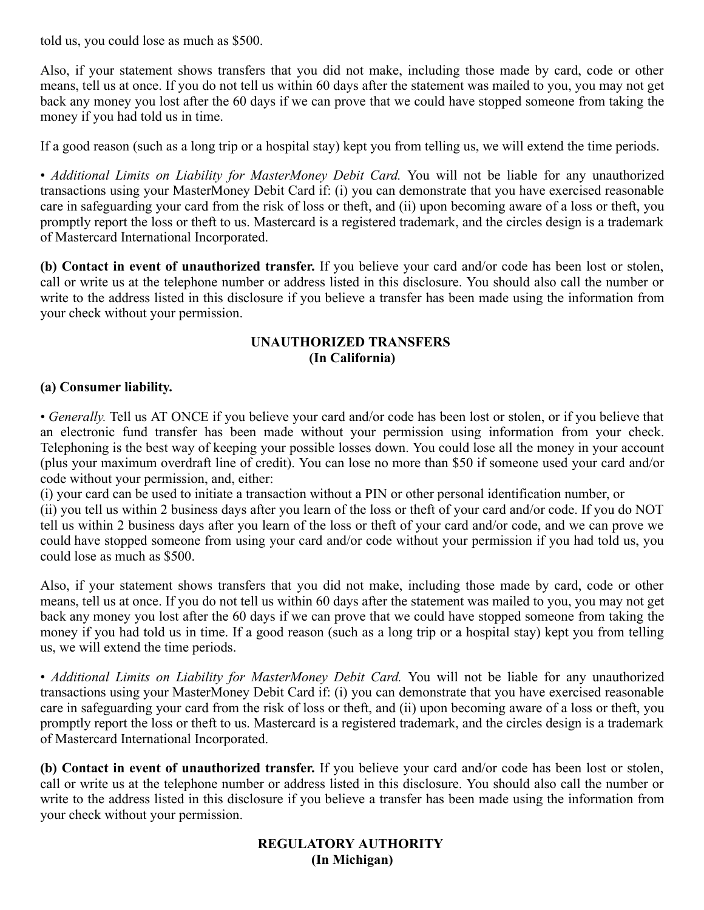told us, you could lose as much as $500.

Also, if your statement shows transfers that you did not make, including those made by card, code or other means, tell us at once. If you do not tell us within 60 days after the statement was mailed to you, you may not get back any money you lost after the 60 days if we can prove that we could have stopped someone from taking the money if you had told us in time.

If a good reason (such as a long trip or a hospital stay) kept you from telling us, we will extend the time periods.

• *Additional Limits on Liability for MasterMoney Debit Card.* You will not be liable for any unauthorized transactions using your MasterMoney Debit Card if: (i) you can demonstrate that you have exercised reasonable care in safeguarding your card from the risk of loss or theft, and (ii) upon becoming aware of a loss or theft, you promptly report the loss or theft to us. Mastercard is a registered trademark, and the circles design is a trademark of Mastercard International Incorporated.

**(b) Contact in event of unauthorized transfer.** If you believe your card and/or code has been lost or stolen, call or write us at the telephone number or address listed in this disclosure. You should also call the number or write to the address listed in this disclosure if you believe a transfer has been made using the information from your check without your permission.

## UNAUTHORIZED TRANSFERS (In California)

**(a) Consumer liability.**

• *Generally.* Tell us AT ONCE if you believe your card and/or code has been lost or stolen, or if you believe that an electronic fund transfer has been made without your permission using information from your check. Telephoning is the best way of keeping your possible losses down. You could lose all the money in your account (plus your maximum overdraft line of credit). You can lose no more than $50 if someone used your card and/or code without your permission, and, either:
(i) your card can be used to initiate a transaction without a PIN or other personal identification number, or
(ii) you tell us within 2 business days after you learn of the loss or theft of your card and/or code. If you do NOT tell us within 2 business days after you learn of the loss or theft of your card and/or code, and we can prove we could have stopped someone from using your card and/or code without your permission if you had told us, you could lose as much as $500.

Also, if your statement shows transfers that you did not make, including those made by card, code or other means, tell us at once. If you do not tell us within 60 days after the statement was mailed to you, you may not get back any money you lost after the 60 days if we can prove that we could have stopped someone from taking the money if you had told us in time. If a good reason (such as a long trip or a hospital stay) kept you from telling us, we will extend the time periods.

• *Additional Limits on Liability for MasterMoney Debit Card.* You will not be liable for any unauthorized transactions using your MasterMoney Debit Card if: (i) you can demonstrate that you have exercised reasonable care in safeguarding your card from the risk of loss or theft, and (ii) upon becoming aware of a loss or theft, you promptly report the loss or theft to us. Mastercard is a registered trademark, and the circles design is a trademark of Mastercard International Incorporated.

**(b) Contact in event of unauthorized transfer.** If you believe your card and/or code has been lost or stolen, call or write us at the telephone number or address listed in this disclosure. You should also call the number or write to the address listed in this disclosure if you believe a transfer has been made using the information from your check without your permission.

## REGULATORY AUTHORITY (In Michigan)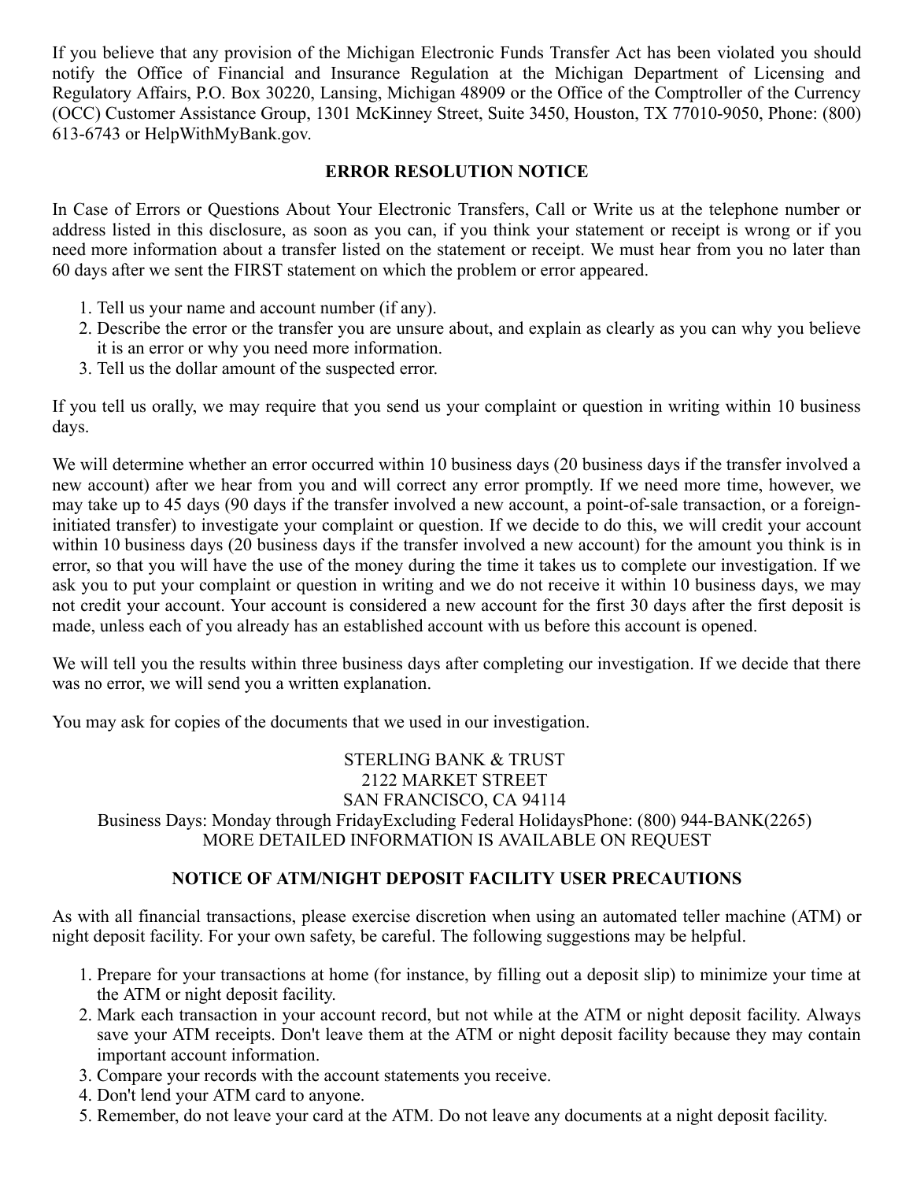If you believe that any provision of the Michigan Electronic Funds Transfer Act has been violated you should notify the Office of Financial and Insurance Regulation at the Michigan Department of Licensing and Regulatory Affairs, P.O. Box 30220, Lansing, Michigan 48909 or the Office of the Comptroller of the Currency (OCC) Customer Assistance Group, 1301 McKinney Street, Suite 3450, Houston, TX 77010-9050, Phone: (800) 613-6743 or HelpWithMyBank.gov.

**ERROR RESOLUTION NOTICE**

In Case of Errors or Questions About Your Electronic Transfers, Call or Write us at the telephone number or address listed in this disclosure, as soon as you can, if you think your statement or receipt is wrong or if you need more information about a transfer listed on the statement or receipt. We must hear from you no later than 60 days after we sent the FIRST statement on which the problem or error appeared.

1. Tell us your name and account number (if any).
2. Describe the error or the transfer you are unsure about, and explain as clearly as you can why you believe it is an error or why you need more information.
3. Tell us the dollar amount of the suspected error.

If you tell us orally, we may require that you send us your complaint or question in writing within 10 business days.

We will determine whether an error occurred within 10 business days (20 business days if the transfer involved a new account) after we hear from you and will correct any error promptly. If we need more time, however, we may take up to 45 days (90 days if the transfer involved a new account, a point-of-sale transaction, or a foreign-initiated transfer) to investigate your complaint or question. If we decide to do this, we will credit your account within 10 business days (20 business days if the transfer involved a new account) for the amount you think is in error, so that you will have the use of the money during the time it takes us to complete our investigation. If we ask you to put your complaint or question in writing and we do not receive it within 10 business days, we may not credit your account. Your account is considered a new account for the first 30 days after the first deposit is made, unless each of you already has an established account with us before this account is opened.

We will tell you the results within three business days after completing our investigation. If we decide that there was no error, we will send you a written explanation.

You may ask for copies of the documents that we used in our investigation.

STERLING BANK & TRUST
2122 MARKET STREET
SAN FRANCISCO, CA 94114
Business Days: Monday through FridayExcluding Federal HolidaysPhone: (800) 944-BANK(2265)
MORE DETAILED INFORMATION IS AVAILABLE ON REQUEST

**NOTICE OF ATM/NIGHT DEPOSIT FACILITY USER PRECAUTIONS**

As with all financial transactions, please exercise discretion when using an automated teller machine (ATM) or night deposit facility. For your own safety, be careful. The following suggestions may be helpful.

1. Prepare for your transactions at home (for instance, by filling out a deposit slip) to minimize your time at the ATM or night deposit facility.
2. Mark each transaction in your account record, but not while at the ATM or night deposit facility. Always save your ATM receipts. Don't leave them at the ATM or night deposit facility because they may contain important account information.
3. Compare your records with the account statements you receive.
4. Don't lend your ATM card to anyone.
5. Remember, do not leave your card at the ATM. Do not leave any documents at a night deposit facility.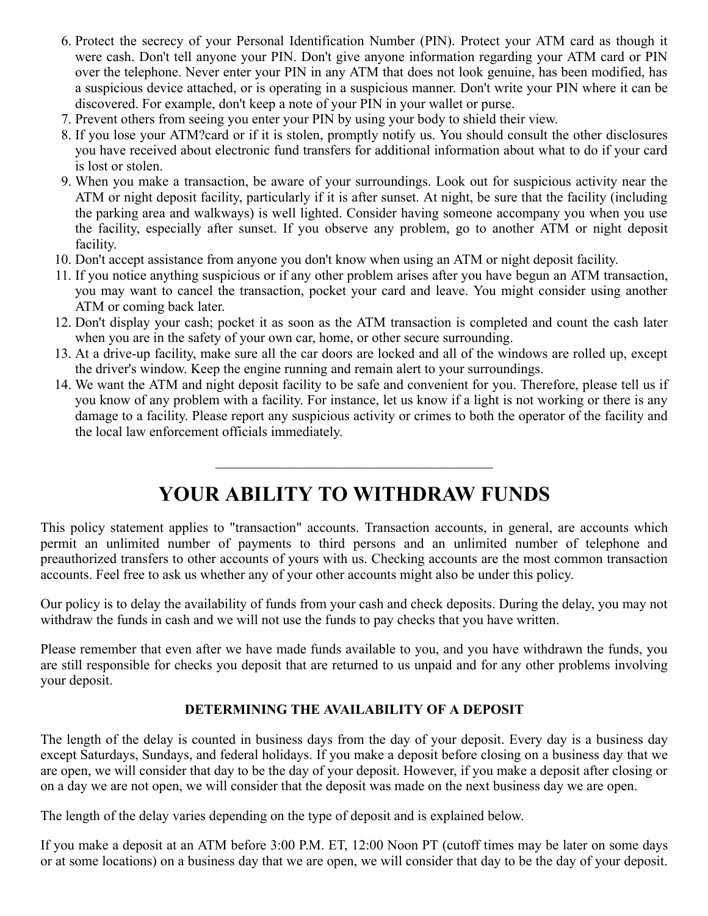6. Protect the secrecy of your Personal Identification Number (PIN). Protect your ATM card as though it were cash. Don't tell anyone your PIN. Don't give anyone information regarding your ATM card or PIN over the telephone. Never enter your PIN in any ATM that does not look genuine, has been modified, has a suspicious device attached, or is operating in a suspicious manner. Don't write your PIN where it can be discovered. For example, don't keep a note of your PIN in your wallet or purse.
7. Prevent others from seeing you enter your PIN by using your body to shield their view.
8. If you lose your ATM?card or if it is stolen, promptly notify us. You should consult the other disclosures you have received about electronic fund transfers for additional information about what to do if your card is lost or stolen.
9. When you make a transaction, be aware of your surroundings. Look out for suspicious activity near the ATM or night deposit facility, particularly if it is after sunset. At night, be sure that the facility (including the parking area and walkways) is well lighted. Consider having someone accompany you when you use the facility, especially after sunset. If you observe any problem, go to another ATM or night deposit facility.
10. Don't accept assistance from anyone you don't know when using an ATM or night deposit facility.
11. If you notice anything suspicious or if any other problem arises after you have begun an ATM transaction, you may want to cancel the transaction, pocket your card and leave. You might consider using another ATM or coming back later.
12. Don't display your cash; pocket it as soon as the ATM transaction is completed and count the cash later when you are in the safety of your own car, home, or other secure surrounding.
13. At a drive-up facility, make sure all the car doors are locked and all of the windows are rolled up, except the driver's window. Keep the engine running and remain alert to your surroundings.
14. We want the ATM and night deposit facility to be safe and convenient for you. Therefore, please tell us if you know of any problem with a facility. For instance, let us know if a light is not working or there is any damage to a facility. Please report any suspicious activity or crimes to both the operator of the facility and the local law enforcement officials immediately.

---

# YOUR ABILITY TO WITHDRAW FUNDS

This policy statement applies to "transaction" accounts. Transaction accounts, in general, are accounts which permit an unlimited number of payments to third persons and an unlimited number of telephone and preauthorized transfers to other accounts of yours with us. Checking accounts are the most common transaction accounts. Feel free to ask us whether any of your other accounts might also be under this policy.

Our policy is to delay the availability of funds from your cash and check deposits. During the delay, you may not withdraw the funds in cash and we will not use the funds to pay checks that you have written.

Please remember that even after we have made funds available to you, and you have withdrawn the funds, you are still responsible for checks you deposit that are returned to us unpaid and for any other problems involving your deposit.

**DETERMINING THE AVAILABILITY OF A DEPOSIT**

The length of the delay is counted in business days from the day of your deposit. Every day is a business day except Saturdays, Sundays, and federal holidays. If you make a deposit before closing on a business day that we are open, we will consider that day to be the day of your deposit. However, if you make a deposit after closing or on a day we are not open, we will consider that the deposit was made on the next business day we are open.

The length of the delay varies depending on the type of deposit and is explained below.

If you make a deposit at an ATM before 3:00 P.M. ET, 12:00 Noon PT (cutoff times may be later on some days or at some locations) on a business day that we are open, we will consider that day to be the day of your deposit.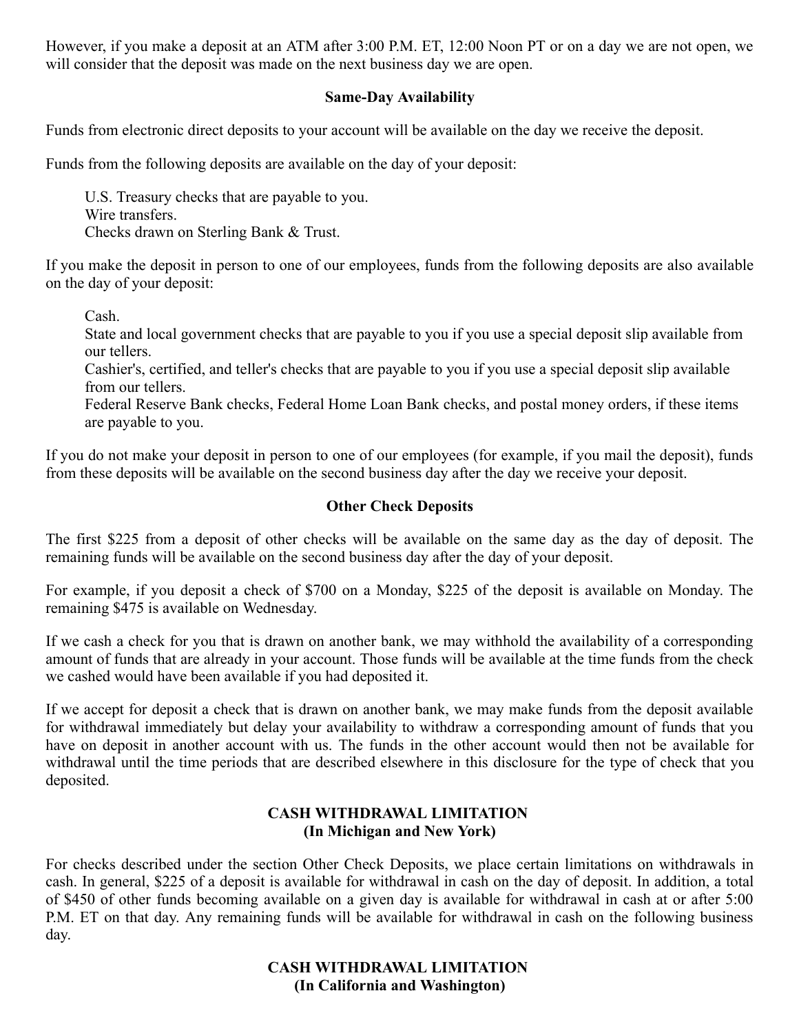However, if you make a deposit at an ATM after 3:00 P.M. ET, 12:00 Noon PT or on a day we are not open, we will consider that the deposit was made on the next business day we are open.

**Same-Day Availability**

Funds from electronic direct deposits to your account will be available on the day we receive the deposit.

Funds from the following deposits are available on the day of your deposit:

U.S. Treasury checks that are payable to you.
Wire transfers.
Checks drawn on Sterling Bank & Trust.

If you make the deposit in person to one of our employees, funds from the following deposits are also available on the day of your deposit:

Cash.
State and local government checks that are payable to you if you use a special deposit slip available from our tellers.
Cashier's, certified, and teller's checks that are payable to you if you use a special deposit slip available from our tellers.
Federal Reserve Bank checks, Federal Home Loan Bank checks, and postal money orders, if these items are payable to you.

If you do not make your deposit in person to one of our employees (for example, if you mail the deposit), funds from these deposits will be available on the second business day after the day we receive your deposit.

**Other Check Deposits**

The first $225 from a deposit of other checks will be available on the same day as the day of deposit. The remaining funds will be available on the second business day after the day of your deposit.

For example, if you deposit a check of $700 on a Monday, $225 of the deposit is available on Monday. The remaining $475 is available on Wednesday.

If we cash a check for you that is drawn on another bank, we may withhold the availability of a corresponding amount of funds that are already in your account. Those funds will be available at the time funds from the check we cashed would have been available if you had deposited it.

If we accept for deposit a check that is drawn on another bank, we may make funds from the deposit available for withdrawal immediately but delay your availability to withdraw a corresponding amount of funds that you have on deposit in another account with us. The funds in the other account would then not be available for withdrawal until the time periods that are described elsewhere in this disclosure for the type of check that you deposited.

**CASH WITHDRAWAL LIMITATION**
**(In Michigan and New York)**

For checks described under the section Other Check Deposits, we place certain limitations on withdrawals in cash. In general, $225 of a deposit is available for withdrawal in cash on the day of deposit. In addition, a total of $450 of other funds becoming available on a given day is available for withdrawal in cash at or after 5:00 P.M. ET on that day. Any remaining funds will be available for withdrawal in cash on the following business day.

**CASH WITHDRAWAL LIMITATION**
**(In California and Washington)**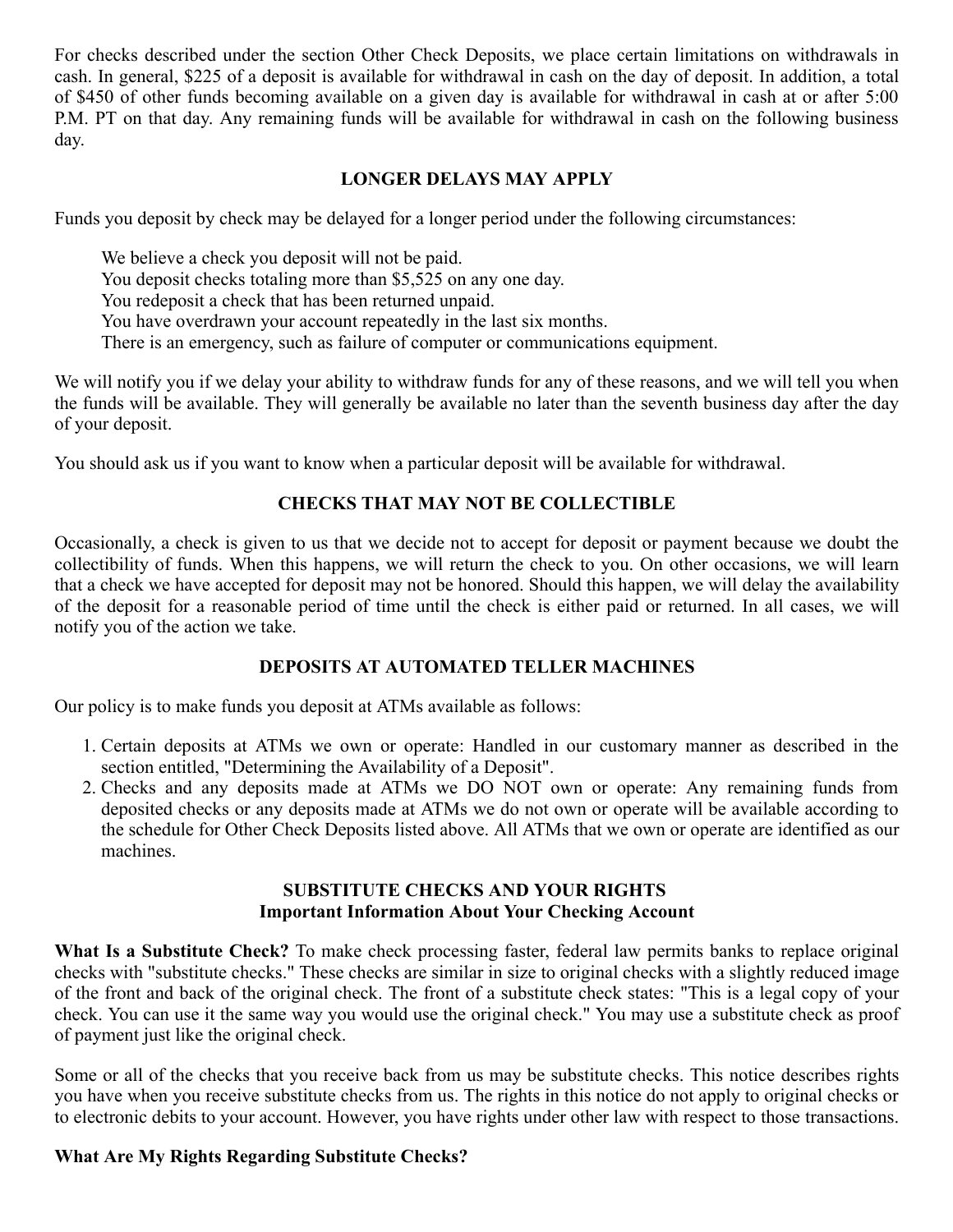For checks described under the section Other Check Deposits, we place certain limitations on withdrawals in cash. In general, $225 of a deposit is available for withdrawal in cash on the day of deposit. In addition, a total of $450 of other funds becoming available on a given day is available for withdrawal in cash at or after 5:00 P.M. PT on that day. Any remaining funds will be available for withdrawal in cash on the following business day.

## LONGER DELAYS MAY APPLY

Funds you deposit by check may be delayed for a longer period under the following circumstances:

We believe a check you deposit will not be paid.
You deposit checks totaling more than $5,525 on any one day.
You redeposit a check that has been returned unpaid.
You have overdrawn your account repeatedly in the last six months.
There is an emergency, such as failure of computer or communications equipment.

We will notify you if we delay your ability to withdraw funds for any of these reasons, and we will tell you when the funds will be available. They will generally be available no later than the seventh business day after the day of your deposit.

You should ask us if you want to know when a particular deposit will be available for withdrawal.

## CHECKS THAT MAY NOT BE COLLECTIBLE

Occasionally, a check is given to us that we decide not to accept for deposit or payment because we doubt the collectibility of funds. When this happens, we will return the check to you. On other occasions, we will learn that a check we have accepted for deposit may not be honored. Should this happen, we will delay the availability of the deposit for a reasonable period of time until the check is either paid or returned. In all cases, we will notify you of the action we take.

## DEPOSITS AT AUTOMATED TELLER MACHINES

Our policy is to make funds you deposit at ATMs available as follows:

1. Certain deposits at ATMs we own or operate: Handled in our customary manner as described in the section entitled, "Determining the Availability of a Deposit".
2. Checks and any deposits made at ATMs we DO NOT own or operate: Any remaining funds from deposited checks or any deposits made at ATMs we do not own or operate will be available according to the schedule for Other Check Deposits listed above. All ATMs that we own or operate are identified as our machines.

## SUBSTITUTE CHECKS AND YOUR RIGHTS
### Important Information About Your Checking Account

**What Is a Substitute Check?** To make check processing faster, federal law permits banks to replace original checks with "substitute checks." These checks are similar in size to original checks with a slightly reduced image of the front and back of the original check. The front of a substitute check states: "This is a legal copy of your check. You can use it the same way you would use the original check." You may use a substitute check as proof of payment just like the original check.

Some or all of the checks that you receive back from us may be substitute checks. This notice describes rights you have when you receive substitute checks from us. The rights in this notice do not apply to original checks or to electronic debits to your account. However, you have rights under other law with respect to those transactions.

**What Are My Rights Regarding Substitute Checks?**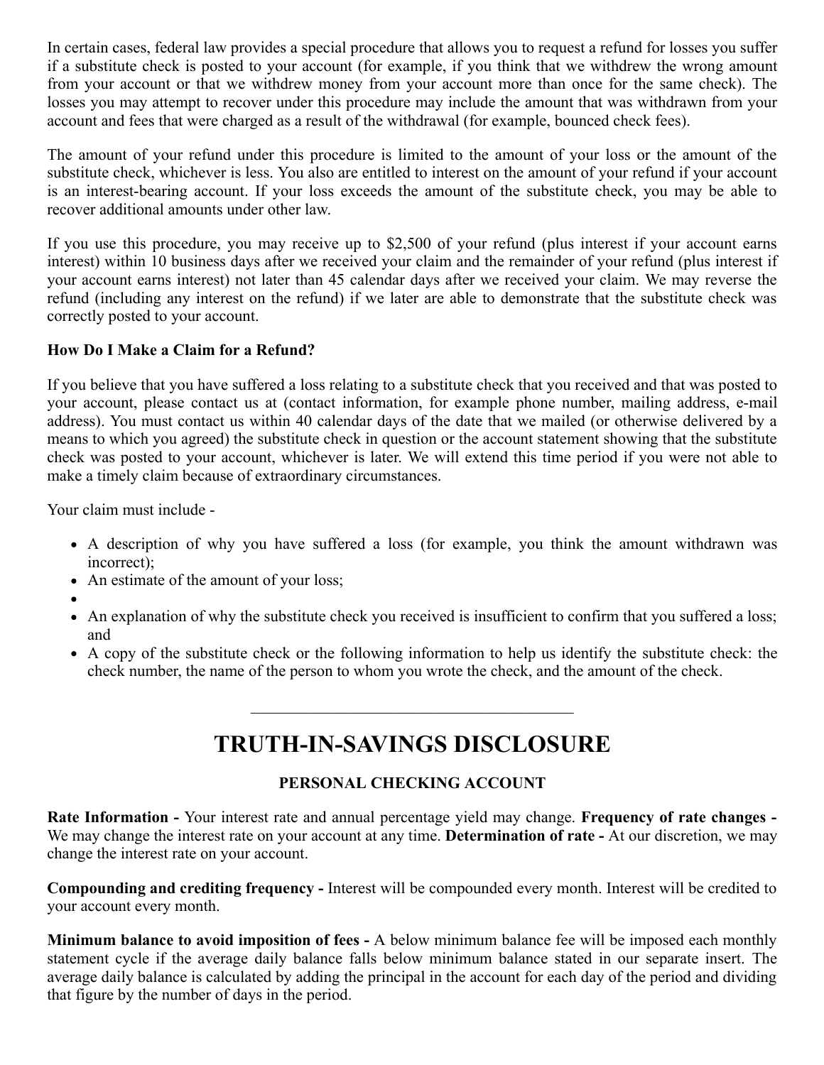In certain cases, federal law provides a special procedure that allows you to request a refund for losses you suffer if a substitute check is posted to your account (for example, if you think that we withdrew the wrong amount from your account or that we withdrew money from your account more than once for the same check). The losses you may attempt to recover under this procedure may include the amount that was withdrawn from your account and fees that were charged as a result of the withdrawal (for example, bounced check fees).

The amount of your refund under this procedure is limited to the amount of your loss or the amount of the substitute check, whichever is less. You also are entitled to interest on the amount of your refund if your account is an interest-bearing account. If your loss exceeds the amount of the substitute check, you may be able to recover additional amounts under other law.

If you use this procedure, you may receive up to $2,500 of your refund (plus interest if your account earns interest) within 10 business days after we received your claim and the remainder of your refund (plus interest if your account earns interest) not later than 45 calendar days after we received your claim. We may reverse the refund (including any interest on the refund) if we later are able to demonstrate that the substitute check was correctly posted to your account.

**How Do I Make a Claim for a Refund?**

If you believe that you have suffered a loss relating to a substitute check that you received and that was posted to your account, please contact us at (contact information, for example phone number, mailing address, e-mail address). You must contact us within 40 calendar days of the date that we mailed (or otherwise delivered by a means to which you agreed) the substitute check in question or the account statement showing that the substitute check was posted to your account, whichever is later. We will extend this time period if you were not able to make a timely claim because of extraordinary circumstances.

Your claim must include -

- A description of why you have suffered a loss (for example, you think the amount withdrawn was incorrect);
- An estimate of the amount of your loss;
- 
- An explanation of why the substitute check you received is insufficient to confirm that you suffered a loss; and
- A copy of the substitute check or the following information to help us identify the substitute check: the check number, the name of the person to whom you wrote the check, and the amount of the check.

---

# TRUTH-IN-SAVINGS DISCLOSURE

### PERSONAL CHECKING ACCOUNT

**Rate Information -** Your interest rate and annual percentage yield may change. **Frequency of rate changes -** We may change the interest rate on your account at any time. **Determination of rate -** At our discretion, we may change the interest rate on your account.

**Compounding and crediting frequency -** Interest will be compounded every month. Interest will be credited to your account every month.

**Minimum balance to avoid imposition of fees -** A below minimum balance fee will be imposed each monthly statement cycle if the average daily balance falls below minimum balance stated in our separate insert. The average daily balance is calculated by adding the principal in the account for each day of the period and dividing that figure by the number of days in the period.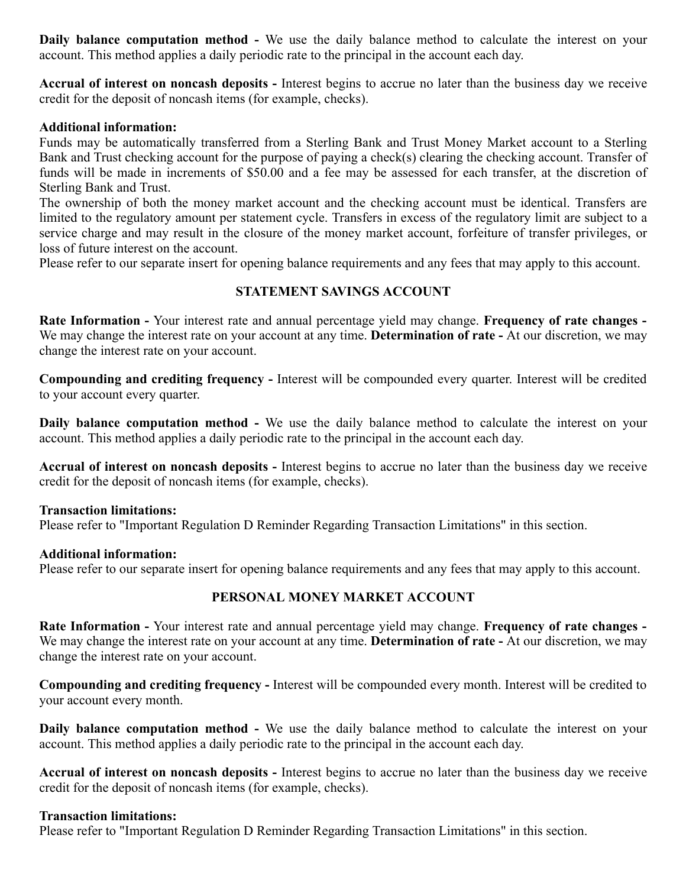**Daily balance computation method -** We use the daily balance method to calculate the interest on your account. This method applies a daily periodic rate to the principal in the account each day.

**Accrual of interest on noncash deposits -** Interest begins to accrue no later than the business day we receive credit for the deposit of noncash items (for example, checks).

**Additional information:**
Funds may be automatically transferred from a Sterling Bank and Trust Money Market account to a Sterling Bank and Trust checking account for the purpose of paying a check(s) clearing the checking account. Transfer of funds will be made in increments of $50.00 and a fee may be assessed for each transfer, at the discretion of Sterling Bank and Trust.
The ownership of both the money market account and the checking account must be identical. Transfers are limited to the regulatory amount per statement cycle. Transfers in excess of the regulatory limit are subject to a service charge and may result in the closure of the money market account, forfeiture of transfer privileges, or loss of future interest on the account.
Please refer to our separate insert for opening balance requirements and any fees that may apply to this account.

## STATEMENT SAVINGS ACCOUNT

**Rate Information -** Your interest rate and annual percentage yield may change. **Frequency of rate changes -** We may change the interest rate on your account at any time. **Determination of rate -** At our discretion, we may change the interest rate on your account.

**Compounding and crediting frequency -** Interest will be compounded every quarter. Interest will be credited to your account every quarter.

**Daily balance computation method -** We use the daily balance method to calculate the interest on your account. This method applies a daily periodic rate to the principal in the account each day.

**Accrual of interest on noncash deposits -** Interest begins to accrue no later than the business day we receive credit for the deposit of noncash items (for example, checks).

**Transaction limitations:**
Please refer to "Important Regulation D Reminder Regarding Transaction Limitations" in this section.

**Additional information:**
Please refer to our separate insert for opening balance requirements and any fees that may apply to this account.

## PERSONAL MONEY MARKET ACCOUNT

**Rate Information -** Your interest rate and annual percentage yield may change. **Frequency of rate changes -** We may change the interest rate on your account at any time. **Determination of rate -** At our discretion, we may change the interest rate on your account.

**Compounding and crediting frequency -** Interest will be compounded every month. Interest will be credited to your account every month.

**Daily balance computation method -** We use the daily balance method to calculate the interest on your account. This method applies a daily periodic rate to the principal in the account each day.

**Accrual of interest on noncash deposits -** Interest begins to accrue no later than the business day we receive credit for the deposit of noncash items (for example, checks).

**Transaction limitations:**
Please refer to "Important Regulation D Reminder Regarding Transaction Limitations" in this section.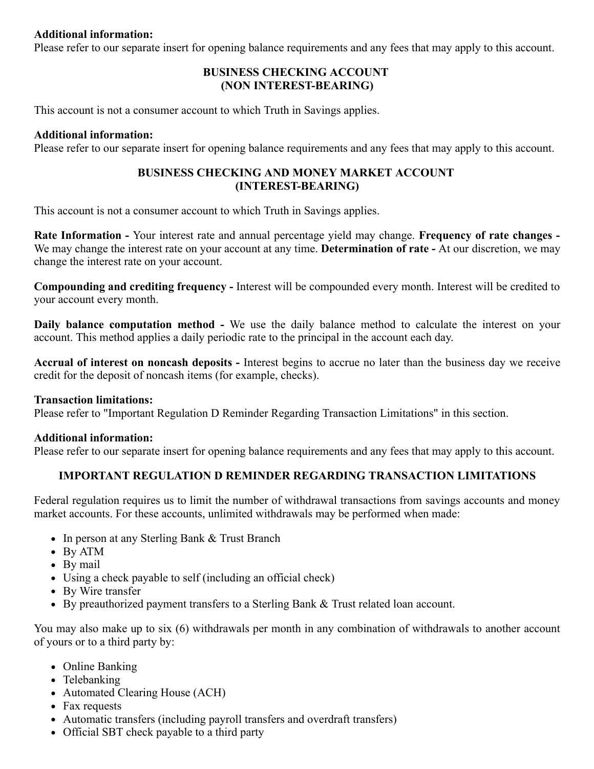**Additional information:**
Please refer to our separate insert for opening balance requirements and any fees that may apply to this account.

### BUSINESS CHECKING ACCOUNT (NON INTEREST-BEARING)

This account is not a consumer account to which Truth in Savings applies.

**Additional information:**
Please refer to our separate insert for opening balance requirements and any fees that may apply to this account.

### BUSINESS CHECKING AND MONEY MARKET ACCOUNT (INTEREST-BEARING)

This account is not a consumer account to which Truth in Savings applies.

**Rate Information -** Your interest rate and annual percentage yield may change. **Frequency of rate changes -** We may change the interest rate on your account at any time. **Determination of rate -** At our discretion, we may change the interest rate on your account.

**Compounding and crediting frequency -** Interest will be compounded every month. Interest will be credited to your account every month.

**Daily balance computation method -** We use the daily balance method to calculate the interest on your account. This method applies a daily periodic rate to the principal in the account each day.

**Accrual of interest on noncash deposits -** Interest begins to accrue no later than the business day we receive credit for the deposit of noncash items (for example, checks).

**Transaction limitations:**
Please refer to "Important Regulation D Reminder Regarding Transaction Limitations" in this section.

**Additional information:**
Please refer to our separate insert for opening balance requirements and any fees that may apply to this account.

### IMPORTANT REGULATION D REMINDER REGARDING TRANSACTION LIMITATIONS

Federal regulation requires us to limit the number of withdrawal transactions from savings accounts and money market accounts. For these accounts, unlimited withdrawals may be performed when made:

- In person at any Sterling Bank & Trust Branch
- By ATM
- By mail
- Using a check payable to self (including an official check)
- By Wire transfer
- By preauthorized payment transfers to a Sterling Bank & Trust related loan account.

You may also make up to six (6) withdrawals per month in any combination of withdrawals to another account of yours or to a third party by:

- Online Banking
- Telebanking
- Automated Clearing House (ACH)
- Fax requests
- Automatic transfers (including payroll transfers and overdraft transfers)
- Official SBT check payable to a third party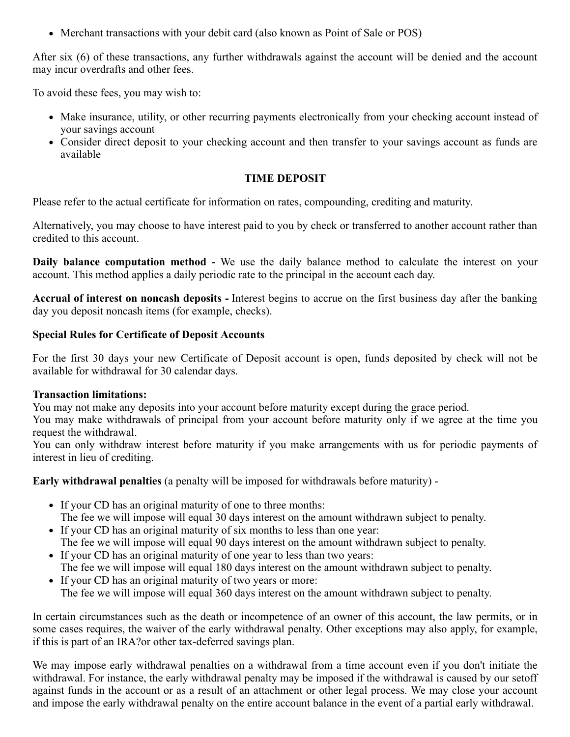- Merchant transactions with your debit card (also known as Point of Sale or POS)

After six (6) of these transactions, any further withdrawals against the account will be denied and the account may incur overdrafts and other fees.

To avoid these fees, you may wish to:

- Make insurance, utility, or other recurring payments electronically from your checking account instead of your savings account
- Consider direct deposit to your checking account and then transfer to your savings account as funds are available

## TIME DEPOSIT

Please refer to the actual certificate for information on rates, compounding, crediting and maturity.

Alternatively, you may choose to have interest paid to you by check or transferred to another account rather than credited to this account.

**Daily balance computation method -** We use the daily balance method to calculate the interest on your account. This method applies a daily periodic rate to the principal in the account each day.

**Accrual of interest on noncash deposits -** Interest begins to accrue on the first business day after the banking day you deposit noncash items (for example, checks).

**Special Rules for Certificate of Deposit Accounts**

For the first 30 days your new Certificate of Deposit account is open, funds deposited by check will not be available for withdrawal for 30 calendar days.

**Transaction limitations:**
You may not make any deposits into your account before maturity except during the grace period.
You may make withdrawals of principal from your account before maturity only if we agree at the time you request the withdrawal.
You can only withdraw interest before maturity if you make arrangements with us for periodic payments of interest in lieu of crediting.

**Early withdrawal penalties** (a penalty will be imposed for withdrawals before maturity) -

- If your CD has an original maturity of one to three months:
  The fee we will impose will equal 30 days interest on the amount withdrawn subject to penalty.
- If your CD has an original maturity of six months to less than one year:
  The fee we will impose will equal 90 days interest on the amount withdrawn subject to penalty.
- If your CD has an original maturity of one year to less than two years:
  The fee we will impose will equal 180 days interest on the amount withdrawn subject to penalty.
- If your CD has an original maturity of two years or more:
  The fee we will impose will equal 360 days interest on the amount withdrawn subject to penalty.

In certain circumstances such as the death or incompetence of an owner of this account, the law permits, or in some cases requires, the waiver of the early withdrawal penalty. Other exceptions may also apply, for example, if this is part of an IRA?or other tax-deferred savings plan.

We may impose early withdrawal penalties on a withdrawal from a time account even if you don't initiate the withdrawal. For instance, the early withdrawal penalty may be imposed if the withdrawal is caused by our setoff against funds in the account or as a result of an attachment or other legal process. We may close your account and impose the early withdrawal penalty on the entire account balance in the event of a partial early withdrawal.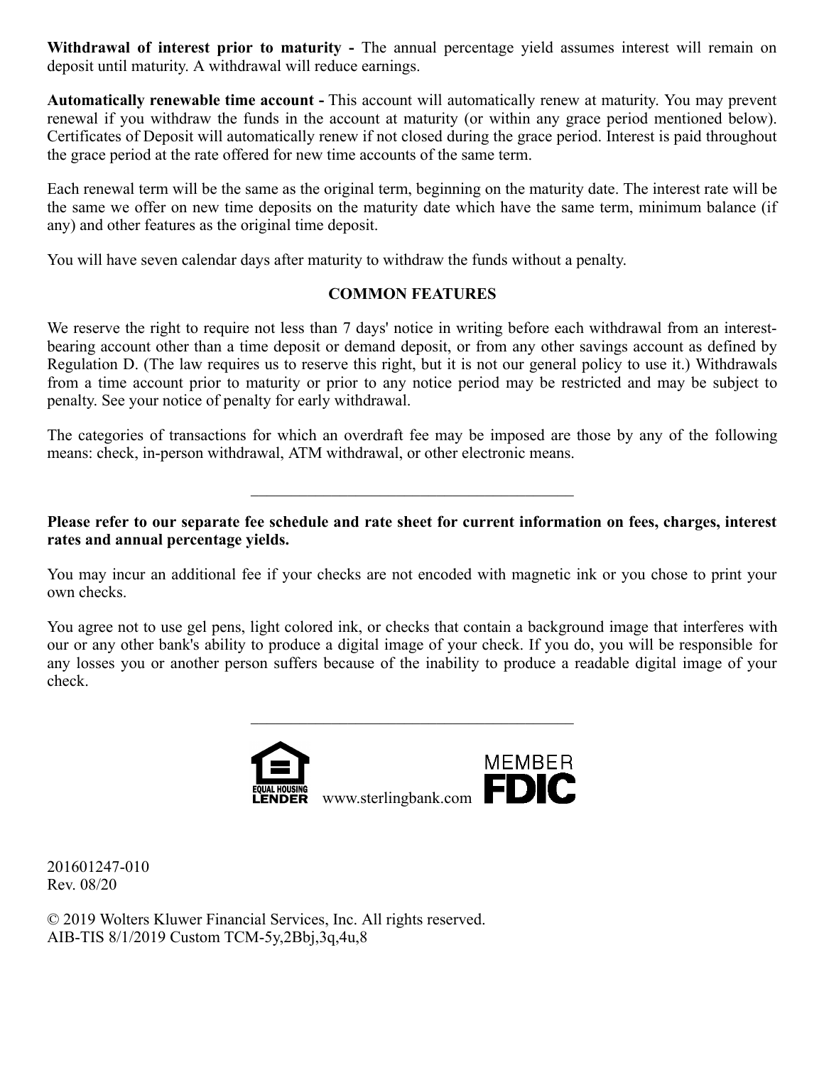**Withdrawal of interest prior to maturity -** The annual percentage yield assumes interest will remain on deposit until maturity. A withdrawal will reduce earnings.

**Automatically renewable time account -** This account will automatically renew at maturity. You may prevent renewal if you withdraw the funds in the account at maturity (or within any grace period mentioned below). Certificates of Deposit will automatically renew if not closed during the grace period. Interest is paid throughout the grace period at the rate offered for new time accounts of the same term.

Each renewal term will be the same as the original term, beginning on the maturity date. The interest rate will be the same we offer on new time deposits on the maturity date which have the same term, minimum balance (if any) and other features as the original time deposit.

You will have seven calendar days after maturity to withdraw the funds without a penalty.

## COMMON FEATURES

We reserve the right to require not less than 7 days' notice in writing before each withdrawal from an interest-bearing account other than a time deposit or demand deposit, or from any other savings account as defined by Regulation D. (The law requires us to reserve this right, but it is not our general policy to use it.) Withdrawals from a time account prior to maturity or prior to any notice period may be restricted and may be subject to penalty. See your notice of penalty for early withdrawal.

The categories of transactions for which an overdraft fee may be imposed are those by any of the following means: check, in-person withdrawal, ATM withdrawal, or other electronic means.

---

**Please refer to our separate fee schedule and rate sheet for current information on fees, charges, interest rates and annual percentage yields.**

You may incur an additional fee if your checks are not encoded with magnetic ink or you chose to print your own checks.

You agree not to use gel pens, light colored ink, or checks that contain a background image that interferes with our or any other bank's ability to produce a digital image of your check. If you do, you will be responsible for any losses you or another person suffers because of the inability to produce a readable digital image of your check.

---

EQUAL HOUSING LENDER www.sterlingbank.com MEMBER FDIC

201601247-010
Rev. 08/20

© 2019 Wolters Kluwer Financial Services, Inc. All rights reserved.
AIB-TIS 8/1/2019 Custom TCM-5y,2Bbj,3q,4u,8